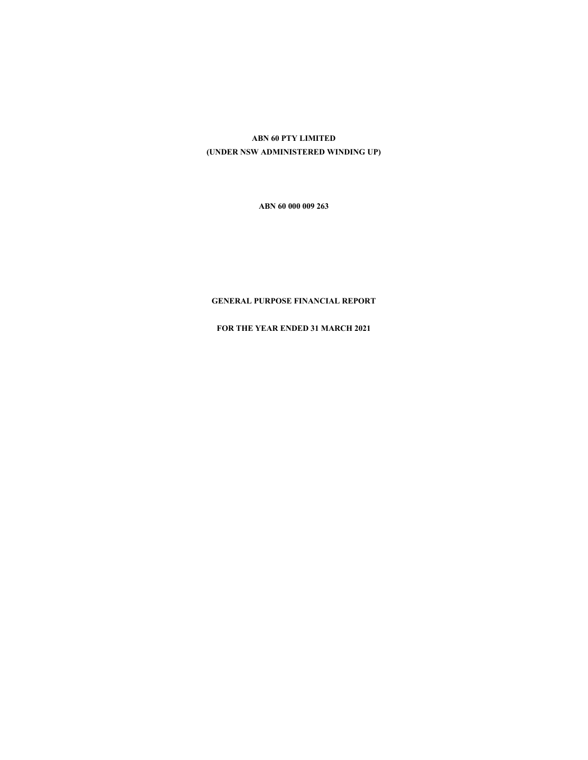# ABN 60 PTY LIMITED
## (UNDER NSW ADMINISTERED WINDING UP)

**ABN 60 000 009 263**

**GENERAL PURPOSE FINANCIAL REPORT**

**FOR THE YEAR ENDED 31 MARCH 2021**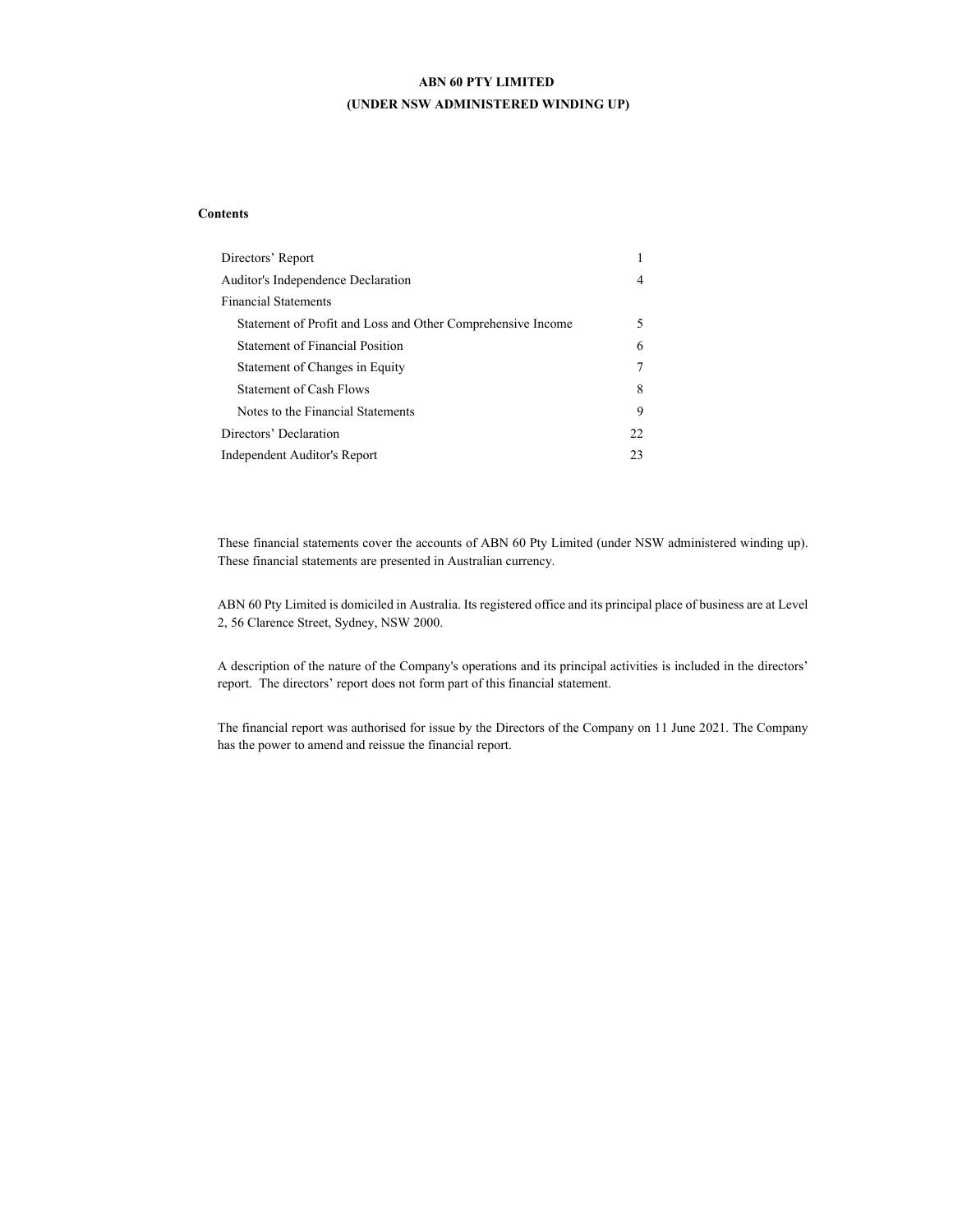# ABN 60 PTY LIMITED
## (UNDER NSW ADMINISTERED WINDING UP)

**Contents**

| | |
|---|---|
| Directors' Report | 1 |
| Auditor's Independence Declaration | 4 |
| Financial Statements | |
| Statement of Profit and Loss and Other Comprehensive Income | 5 |
| Statement of Financial Position | 6 |
| Statement of Changes in Equity | 7 |
| Statement of Cash Flows | 8 |
| Notes to the Financial Statements | 9 |
| Directors' Declaration | 22 |
| Independent Auditor's Report | 23 |

These financial statements cover the accounts of ABN 60 Pty Limited (under NSW administered winding up). These financial statements are presented in Australian currency.

ABN 60 Pty Limited is domiciled in Australia. Its registered office and its principal place of business are at Level 2, 56 Clarence Street, Sydney, NSW 2000.

A description of the nature of the Company's operations and its principal activities is included in the directors' report. The directors' report does not form part of this financial statement.

The financial report was authorised for issue by the Directors of the Company on 11 June 2021. The Company has the power to amend and reissue the financial report.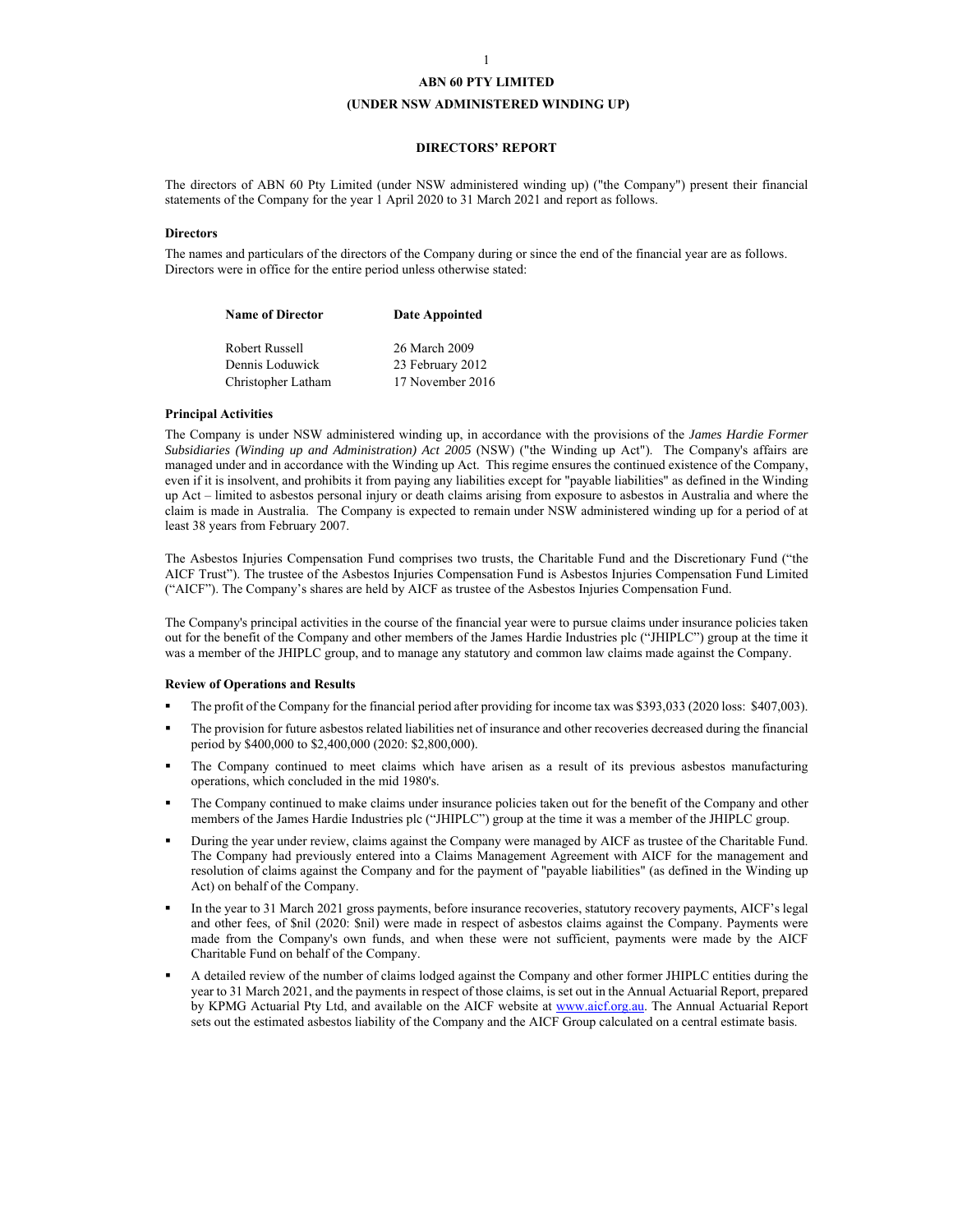# ABN 60 PTY LIMITED

# (UNDER NSW ADMINISTERED WINDING UP)

## DIRECTORS' REPORT

The directors of ABN 60 Pty Limited (under NSW administered winding up) ("the Company") present their financial statements of the Company for the year 1 April 2020 to 31 March 2021 and report as follows.

### Directors

The names and particulars of the directors of the Company during or since the end of the financial year are as follows. Directors were in office for the entire period unless otherwise stated:

| Name of Director | Date Appointed |
|---|---|
| Robert Russell | 26 March 2009 |
| Dennis Loduwick | 23 February 2012 |
| Christopher Latham | 17 November 2016 |

### Principal Activities

The Company is under NSW administered winding up, in accordance with the provisions of the *James Hardie Former Subsidiaries (Winding up and Administration) Act 2005* (NSW) ("the Winding up Act"). The Company's affairs are managed under and in accordance with the Winding up Act. This regime ensures the continued existence of the Company, even if it is insolvent, and prohibits it from paying any liabilities except for "payable liabilities" as defined in the Winding up Act – limited to asbestos personal injury or death claims arising from exposure to asbestos in Australia and where the claim is made in Australia. The Company is expected to remain under NSW administered winding up for a period of at least 38 years from February 2007.

The Asbestos Injuries Compensation Fund comprises two trusts, the Charitable Fund and the Discretionary Fund ("the AICF Trust"). The trustee of the Asbestos Injuries Compensation Fund is Asbestos Injuries Compensation Fund Limited ("AICF"). The Company's shares are held by AICF as trustee of the Asbestos Injuries Compensation Fund.

The Company's principal activities in the course of the financial year were to pursue claims under insurance policies taken out for the benefit of the Company and other members of the James Hardie Industries plc ("JHIPLC") group at the time it was a member of the JHIPLC group, and to manage any statutory and common law claims made against the Company.

### Review of Operations and Results

- The profit of the Company for the financial period after providing for income tax was $393,033 (2020 loss: $407,003).
- The provision for future asbestos related liabilities net of insurance and other recoveries decreased during the financial period by $400,000 to $2,400,000 (2020: $2,800,000).
- The Company continued to meet claims which have arisen as a result of its previous asbestos manufacturing operations, which concluded in the mid 1980's.
- The Company continued to make claims under insurance policies taken out for the benefit of the Company and other members of the James Hardie Industries plc ("JHIPLC") group at the time it was a member of the JHIPLC group.
- During the year under review, claims against the Company were managed by AICF as trustee of the Charitable Fund. The Company had previously entered into a Claims Management Agreement with AICF for the management and resolution of claims against the Company and for the payment of "payable liabilities" (as defined in the Winding up Act) on behalf of the Company.
- In the year to 31 March 2021 gross payments, before insurance recoveries, statutory recovery payments, AICF's legal and other fees, of $nil (2020: $nil) were made in respect of asbestos claims against the Company. Payments were made from the Company's own funds, and when these were not sufficient, payments were made by the AICF Charitable Fund on behalf of the Company.
- A detailed review of the number of claims lodged against the Company and other former JHIPLC entities during the year to 31 March 2021, and the payments in respect of those claims, is set out in the Annual Actuarial Report, prepared by KPMG Actuarial Pty Ltd, and available on the AICF website at www.aicf.org.au. The Annual Actuarial Report sets out the estimated asbestos liability of the Company and the AICF Group calculated on a central estimate basis.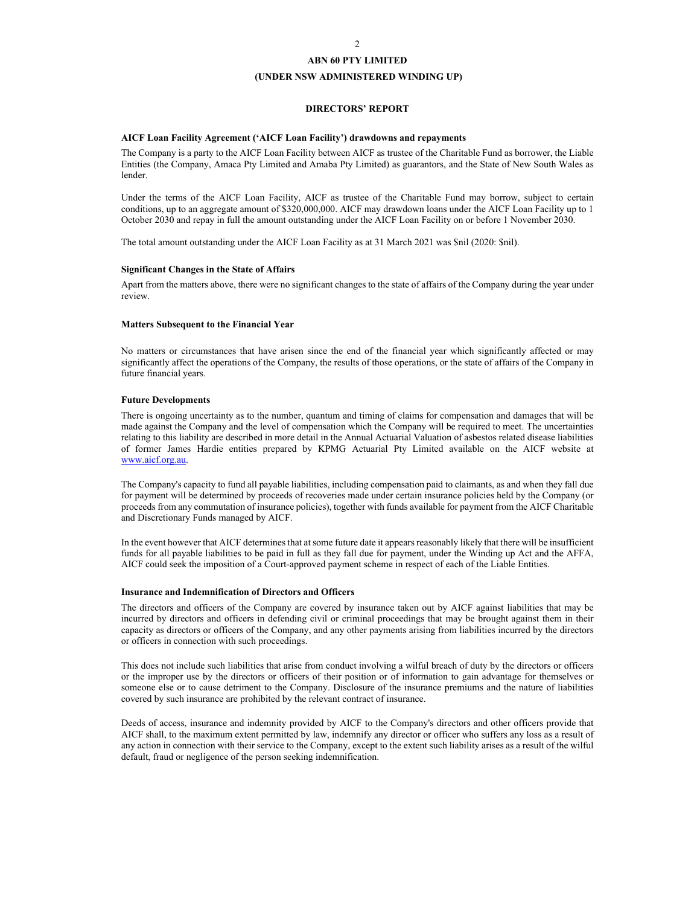# ABN 60 PTY LIMITED

## (UNDER NSW ADMINISTERED WINDING UP)

## DIRECTORS' REPORT

### AICF Loan Facility Agreement ('AICF Loan Facility') drawdowns and repayments

The Company is a party to the AICF Loan Facility between AICF as trustee of the Charitable Fund as borrower, the Liable Entities (the Company, Amaca Pty Limited and Amaba Pty Limited) as guarantors, and the State of New South Wales as lender.

Under the terms of the AICF Loan Facility, AICF as trustee of the Charitable Fund may borrow, subject to certain conditions, up to an aggregate amount of $320,000,000. AICF may drawdown loans under the AICF Loan Facility up to 1 October 2030 and repay in full the amount outstanding under the AICF Loan Facility on or before 1 November 2030.

The total amount outstanding under the AICF Loan Facility as at 31 March 2021 was $nil (2020: $nil).

### Significant Changes in the State of Affairs

Apart from the matters above, there were no significant changes to the state of affairs of the Company during the year under review.

### Matters Subsequent to the Financial Year

No matters or circumstances that have arisen since the end of the financial year which significantly affected or may significantly affect the operations of the Company, the results of those operations, or the state of affairs of the Company in future financial years.

### Future Developments

There is ongoing uncertainty as to the number, quantum and timing of claims for compensation and damages that will be made against the Company and the level of compensation which the Company will be required to meet. The uncertainties relating to this liability are described in more detail in the Annual Actuarial Valuation of asbestos related disease liabilities of former James Hardie entities prepared by KPMG Actuarial Pty Limited available on the AICF website at www.aicf.org.au.

The Company's capacity to fund all payable liabilities, including compensation paid to claimants, as and when they fall due for payment will be determined by proceeds of recoveries made under certain insurance policies held by the Company (or proceeds from any commutation of insurance policies), together with funds available for payment from the AICF Charitable and Discretionary Funds managed by AICF.

In the event however that AICF determines that at some future date it appears reasonably likely that there will be insufficient funds for all payable liabilities to be paid in full as they fall due for payment, under the Winding up Act and the AFFA, AICF could seek the imposition of a Court-approved payment scheme in respect of each of the Liable Entities.

### Insurance and Indemnification of Directors and Officers

The directors and officers of the Company are covered by insurance taken out by AICF against liabilities that may be incurred by directors and officers in defending civil or criminal proceedings that may be brought against them in their capacity as directors or officers of the Company, and any other payments arising from liabilities incurred by the directors or officers in connection with such proceedings.

This does not include such liabilities that arise from conduct involving a wilful breach of duty by the directors or officers or the improper use by the directors or officers of their position or of information to gain advantage for themselves or someone else or to cause detriment to the Company. Disclosure of the insurance premiums and the nature of liabilities covered by such insurance are prohibited by the relevant contract of insurance.

Deeds of access, insurance and indemnity provided by AICF to the Company's directors and other officers provide that AICF shall, to the maximum extent permitted by law, indemnify any director or officer who suffers any loss as a result of any action in connection with their service to the Company, except to the extent such liability arises as a result of the wilful default, fraud or negligence of the person seeking indemnification.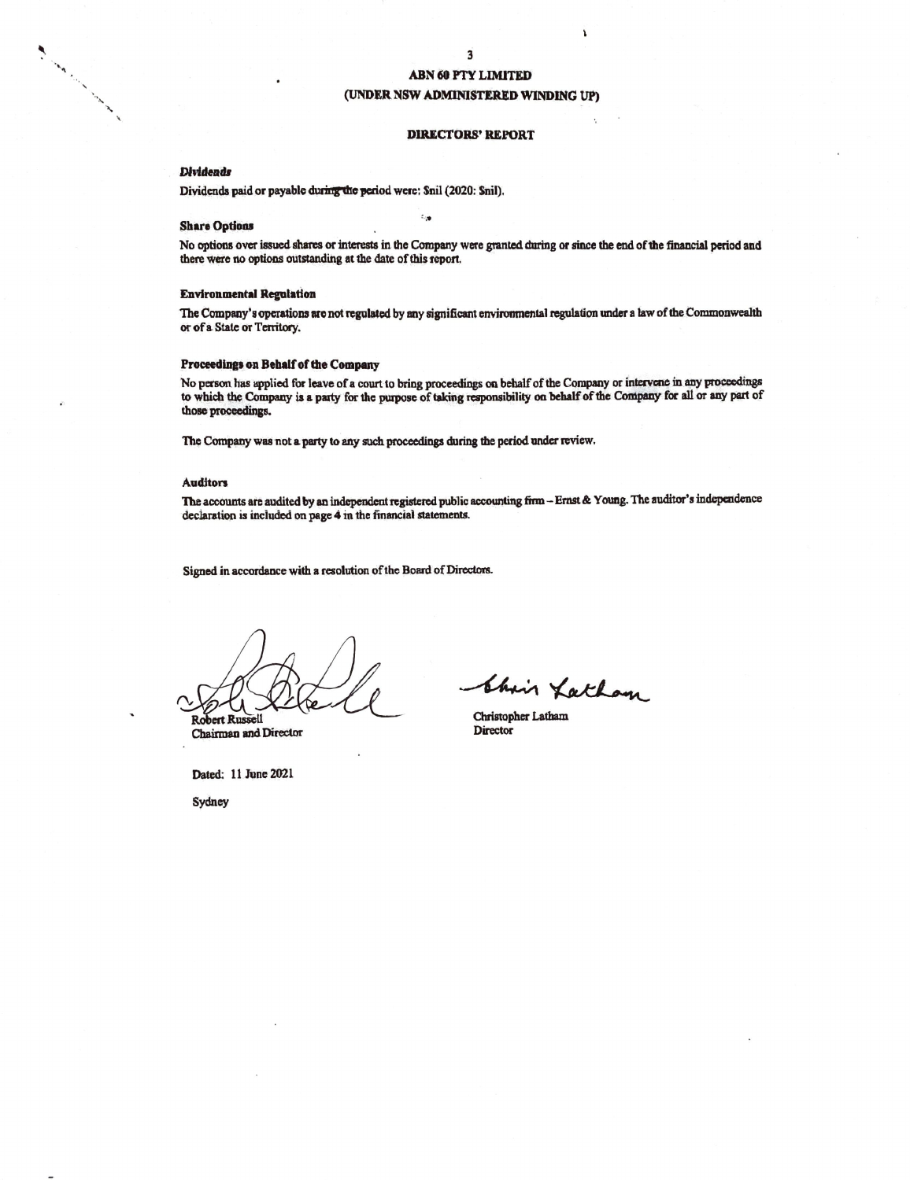# ABN 60 PTY LIMITED
## (UNDER NSW ADMINISTERED WINDING UP)

### DIRECTORS' REPORT

***Dividends***

Dividends paid or payable during the period were: $nil (2020: $nil).

**Share Options**

No options over issued shares or interests in the Company were granted during or since the end of the financial period and there were no options outstanding at the date of this report.

**Environmental Regulation**

The Company's operations are not regulated by any significant environmental regulation under a law of the Commonwealth or of a State or Territory.

**Proceedings on Behalf of the Company**

No person has applied for leave of a court to bring proceedings on behalf of the Company or intervene in any proceedings to which the Company is a party for the purpose of taking responsibility on behalf of the Company for all or any part of those proceedings.

The Company was not a party to any such proceedings during the period under review.

**Auditors**

The accounts are audited by an independent registered public accounting firm – Ernst & Young. The auditor's independence declaration is included on page 4 in the financial statements.

Signed in accordance with a resolution of the Board of Directors.

Robert Russell
Chairman and Director

Christopher Latham
Director

Dated: 11 June 2021

Sydney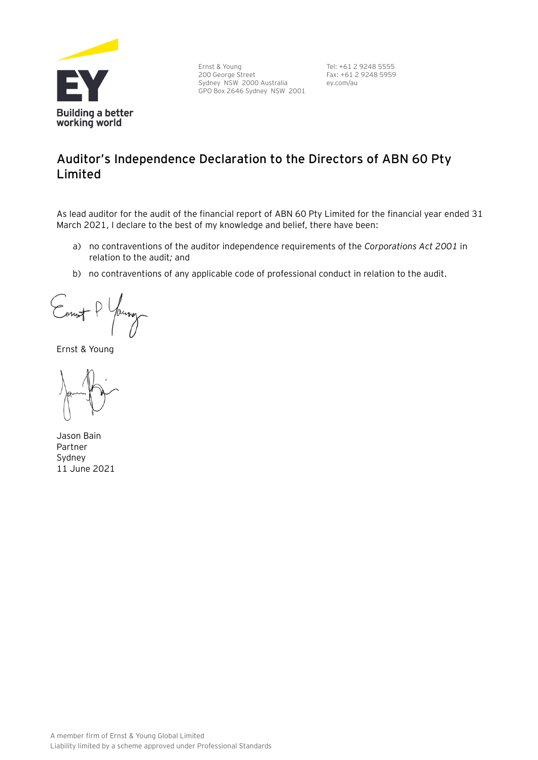Ernst & Young
200 George Street
Sydney NSW 2000 Australia
GPO Box 2646 Sydney NSW 2001

Tel: +61 2 9248 5555
Fax: +61 2 9248 5959
ey.com/au

## Auditor's Independence Declaration to the Directors of ABN 60 Pty Limited

As lead auditor for the audit of the financial report of ABN 60 Pty Limited for the financial year ended 31 March 2021, I declare to the best of my knowledge and belief, there have been:

a) no contraventions of the auditor independence requirements of the *Corporations Act 2001* in relation to the audit*;* and

b) no contraventions of any applicable code of professional conduct in relation to the audit.

Ernst & Young

Jason Bain
Partner
Sydney
11 June 2021

A member firm of Ernst & Young Global Limited
Liability limited by a scheme approved under Professional Standards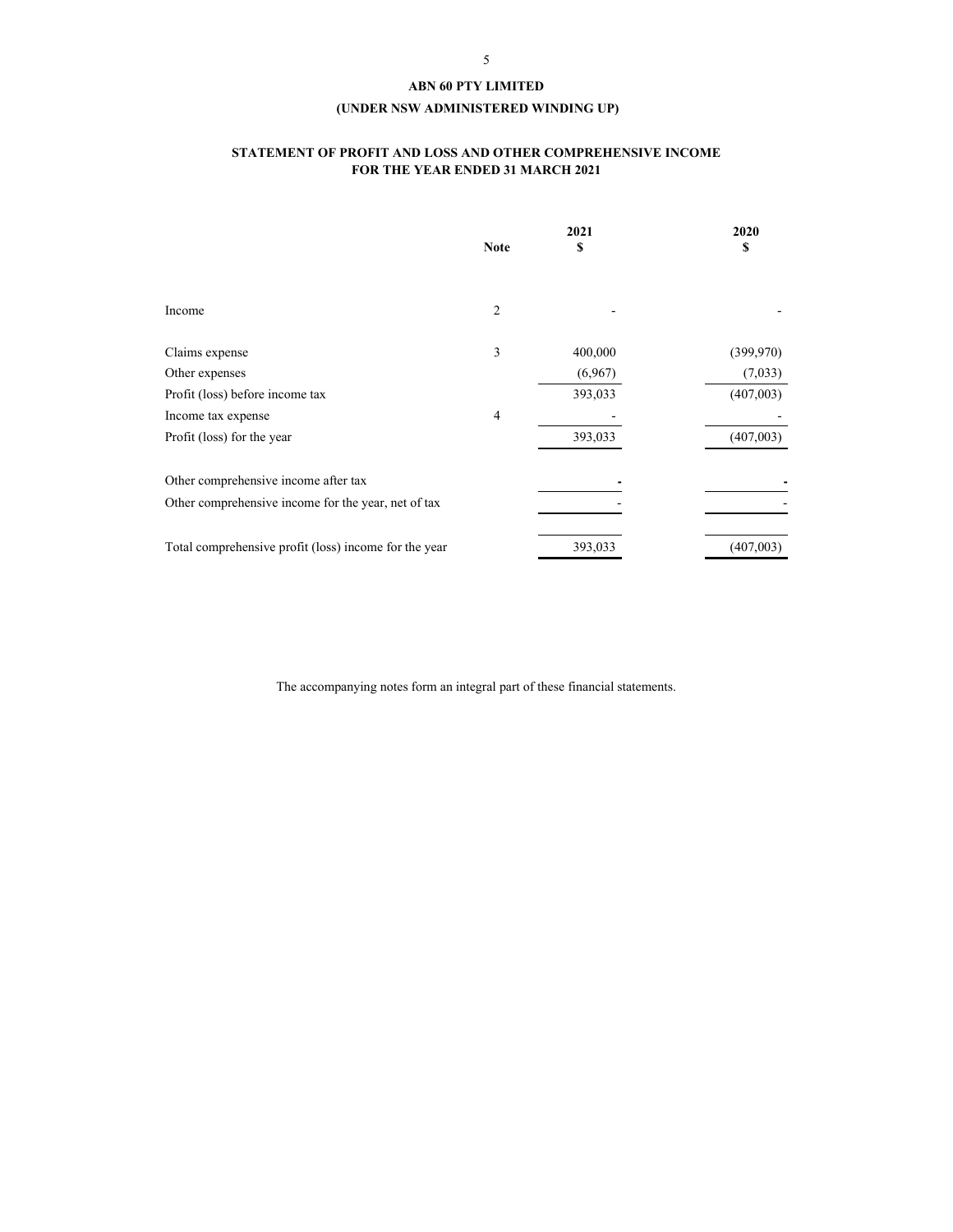**ABN 60 PTY LIMITED**

**(UNDER NSW ADMINISTERED WINDING UP)**

## STATEMENT OF PROFIT AND LOSS AND OTHER COMPREHENSIVE INCOME FOR THE YEAR ENDED 31 MARCH 2021

| | Note | 2021 $ | 2020 $ |
|---|---|---|---|
| Income | 2 | - | - |
| Claims expense | 3 | 400,000 | (399,970) |
| Other expenses | | (6,967) | (7,033) |
| Profit (loss) before income tax | | 393,033 | (407,003) |
| Income tax expense | 4 | - | - |
| Profit (loss) for the year | | 393,033 | (407,003) |
| Other comprehensive income after tax | | - | - |
| Other comprehensive income for the year, net of tax | | - | - |
| Total comprehensive profit (loss) income for the year | | 393,033 | (407,003) |

The accompanying notes form an integral part of these financial statements.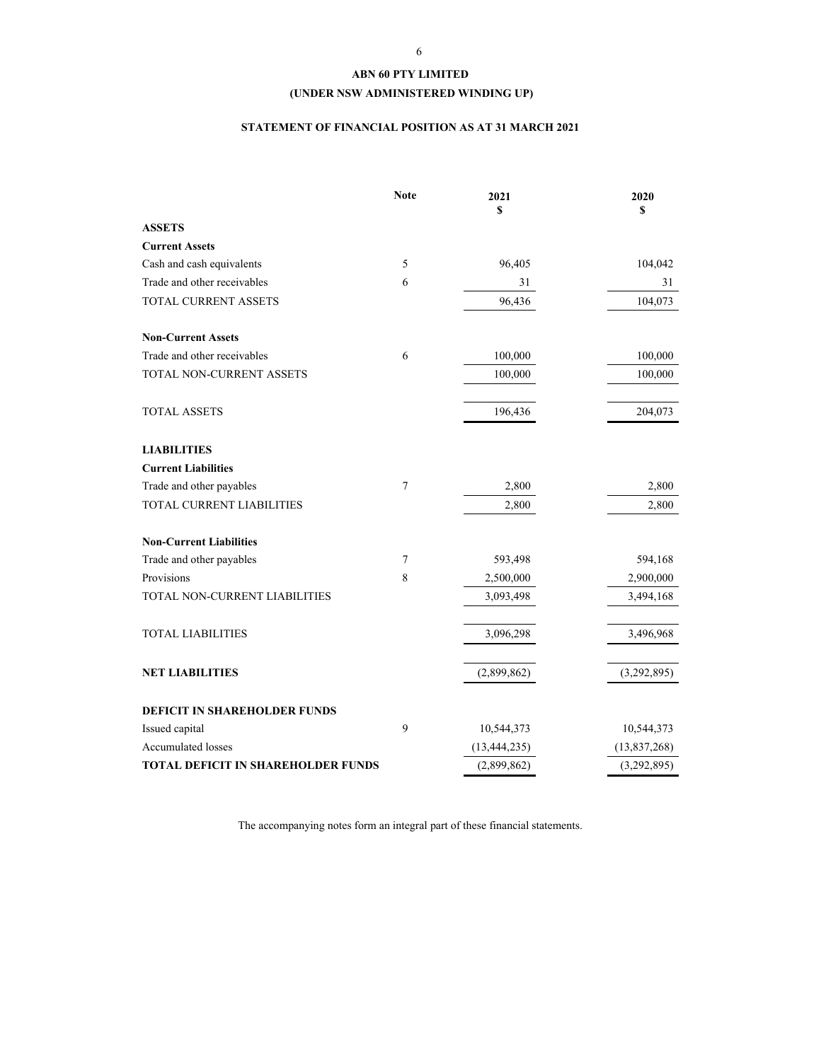# ABN 60 PTY LIMITED

## (UNDER NSW ADMINISTERED WINDING UP)

### STATEMENT OF FINANCIAL POSITION AS AT 31 MARCH 2021

| | Note | 2021 $ | 2020 $ |
|---|---|---|---|
| **ASSETS** | | | |
| **Current Assets** | | | |
| Cash and cash equivalents | 5 | 96,405 | 104,042 |
| Trade and other receivables | 6 | 31 | 31 |
| TOTAL CURRENT ASSETS | | 96,436 | 104,073 |
| **Non-Current Assets** | | | |
| Trade and other receivables | 6 | 100,000 | 100,000 |
| TOTAL NON-CURRENT ASSETS | | 100,000 | 100,000 |
| TOTAL ASSETS | | 196,436 | 204,073 |
| **LIABILITIES** | | | |
| **Current Liabilities** | | | |
| Trade and other payables | 7 | 2,800 | 2,800 |
| TOTAL CURRENT LIABILITIES | | 2,800 | 2,800 |
| **Non-Current Liabilities** | | | |
| Trade and other payables | 7 | 593,498 | 594,168 |
| Provisions | 8 | 2,500,000 | 2,900,000 |
| TOTAL NON-CURRENT LIABILITIES | | 3,093,498 | 3,494,168 |
| TOTAL LIABILITIES | | 3,096,298 | 3,496,968 |
| **NET LIABILITIES** | | (2,899,862) | (3,292,895) |
| **DEFICIT IN SHAREHOLDER FUNDS** | | | |
| Issued capital | 9 | 10,544,373 | 10,544,373 |
| Accumulated losses | | (13,444,235) | (13,837,268) |
| **TOTAL DEFICIT IN SHAREHOLDER FUNDS** | | (2,899,862) | (3,292,895) |

The accompanying notes form an integral part of these financial statements.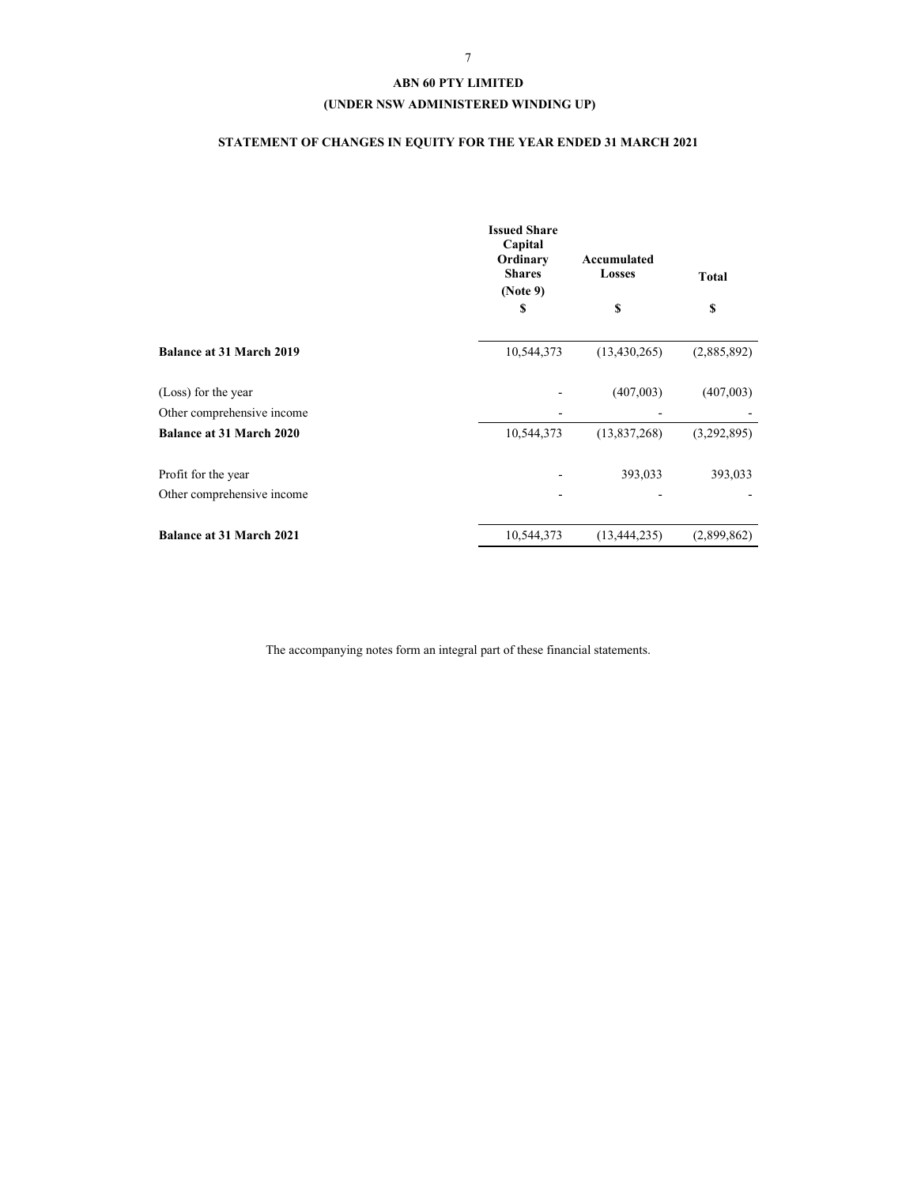**ABN 60 PTY LIMITED**

**(UNDER NSW ADMINISTERED WINDING UP)**

**STATEMENT OF CHANGES IN EQUITY FOR THE YEAR ENDED 31 MARCH 2021**

| | Issued Share Capital Ordinary Shares (Note 9) | Accumulated Losses | Total |
|---|---|---|---|
| | $ | $ | $ |
| **Balance at 31 March 2019** | 10,544,373 | (13,430,265) | (2,885,892) |
| (Loss) for the year | - | (407,003) | (407,003) |
| Other comprehensive income | - | - | - |
| **Balance at 31 March 2020** | 10,544,373 | (13,837,268) | (3,292,895) |
| Profit for the year | - | 393,033 | 393,033 |
| Other comprehensive income | - | - | - |
| **Balance at 31 March 2021** | 10,544,373 | (13,444,235) | (2,899,862) |

The accompanying notes form an integral part of these financial statements.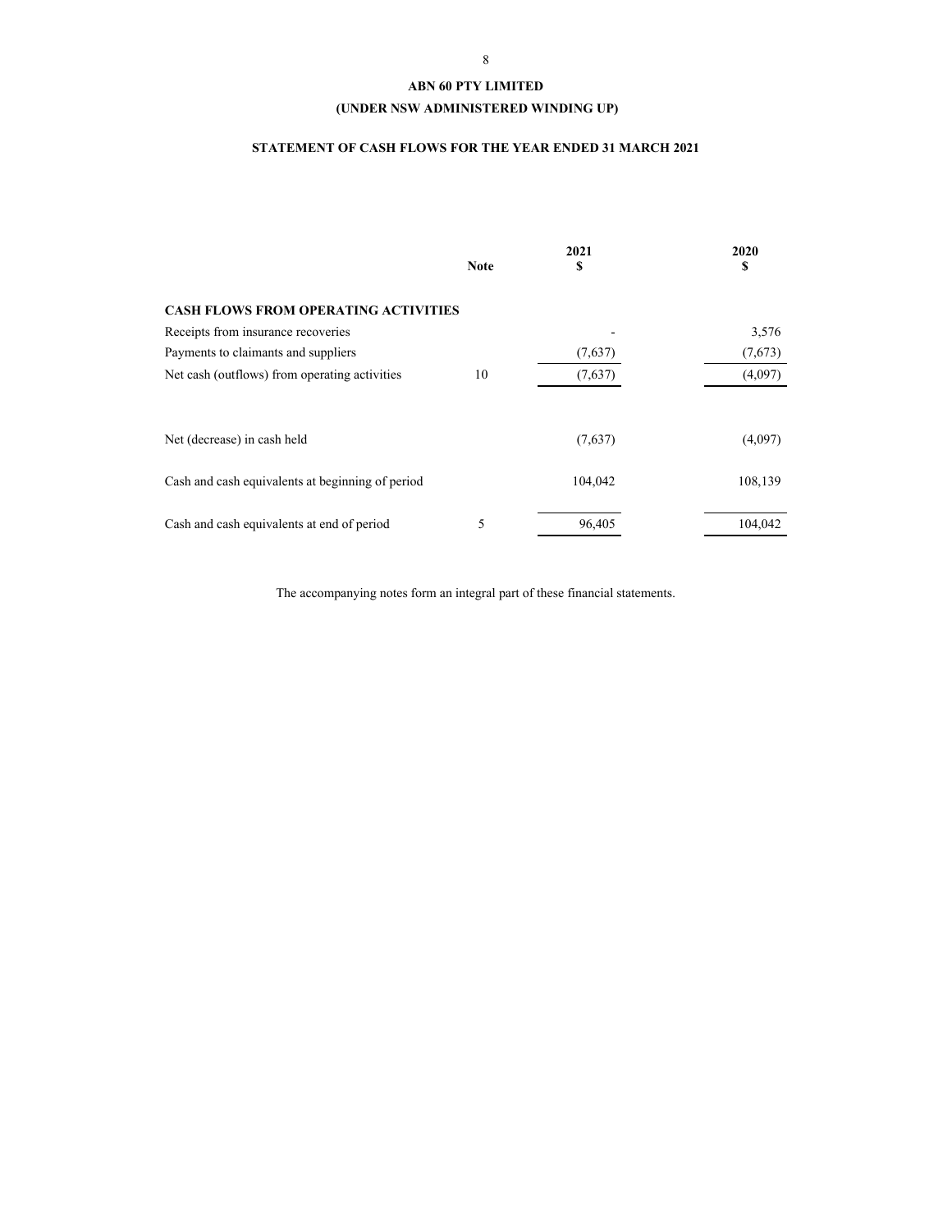# ABN 60 PTY LIMITED

## (UNDER NSW ADMINISTERED WINDING UP)

### STATEMENT OF CASH FLOWS FOR THE YEAR ENDED 31 MARCH 2021

| | Note | 2021<br>$ | 2020<br>$ |
|---|---|---|---|
| **CASH FLOWS FROM OPERATING ACTIVITIES** | | | |
| Receipts from insurance recoveries | | - | 3,576 |
| Payments to claimants and suppliers | | (7,637) | (7,673) |
| Net cash (outflows) from operating activities | 10 | (7,637) | (4,097) |
| | | | |
| Net (decrease) in cash held | | (7,637) | (4,097) |
| | | | |
| Cash and cash equivalents at beginning of period | | 104,042 | 108,139 |
| | | | |
| Cash and cash equivalents at end of period | 5 | 96,405 | 104,042 |

The accompanying notes form an integral part of these financial statements.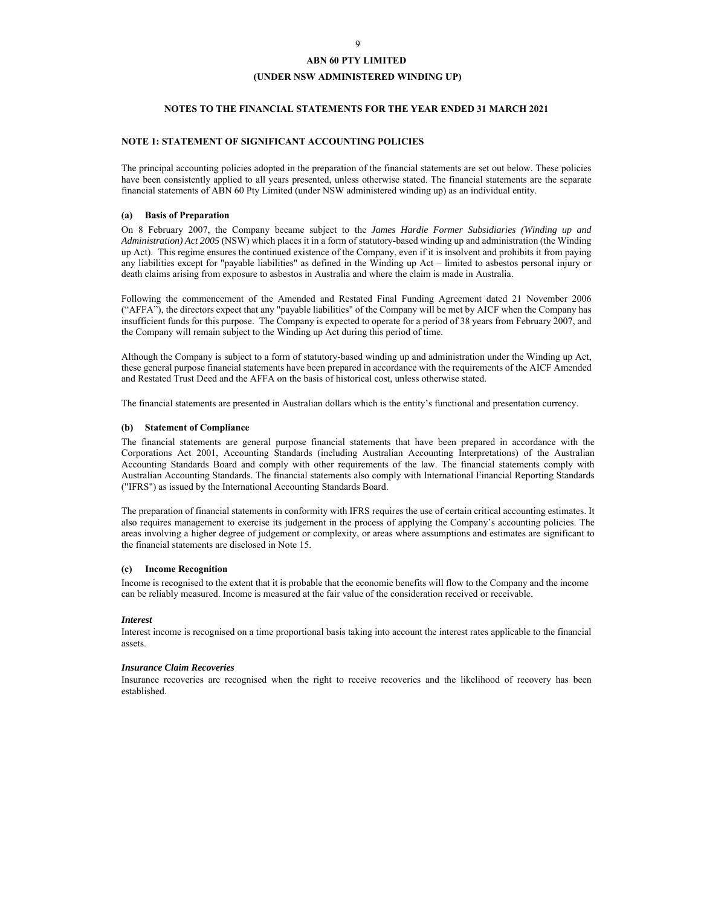**ABN 60 PTY LIMITED**

**(UNDER NSW ADMINISTERED WINDING UP)**

**NOTES TO THE FINANCIAL STATEMENTS FOR THE YEAR ENDED 31 MARCH 2021**

## NOTE 1: STATEMENT OF SIGNIFICANT ACCOUNTING POLICIES

The principal accounting policies adopted in the preparation of the financial statements are set out below. These policies have been consistently applied to all years presented, unless otherwise stated. The financial statements are the separate financial statements of ABN 60 Pty Limited (under NSW administered winding up) as an individual entity.

### (a) Basis of Preparation

On 8 February 2007, the Company became subject to the *James Hardie Former Subsidiaries (Winding up and Administration) Act 2005* (NSW) which places it in a form of statutory-based winding up and administration (the Winding up Act). This regime ensures the continued existence of the Company, even if it is insolvent and prohibits it from paying any liabilities except for "payable liabilities" as defined in the Winding up Act – limited to asbestos personal injury or death claims arising from exposure to asbestos in Australia and where the claim is made in Australia.

Following the commencement of the Amended and Restated Final Funding Agreement dated 21 November 2006 ("AFFA"), the directors expect that any "payable liabilities" of the Company will be met by AICF when the Company has insufficient funds for this purpose. The Company is expected to operate for a period of 38 years from February 2007, and the Company will remain subject to the Winding up Act during this period of time.

Although the Company is subject to a form of statutory-based winding up and administration under the Winding up Act, these general purpose financial statements have been prepared in accordance with the requirements of the AICF Amended and Restated Trust Deed and the AFFA on the basis of historical cost, unless otherwise stated.

The financial statements are presented in Australian dollars which is the entity's functional and presentation currency.

### (b) Statement of Compliance

The financial statements are general purpose financial statements that have been prepared in accordance with the Corporations Act 2001, Accounting Standards (including Australian Accounting Interpretations) of the Australian Accounting Standards Board and comply with other requirements of the law. The financial statements comply with Australian Accounting Standards. The financial statements also comply with International Financial Reporting Standards ("IFRS") as issued by the International Accounting Standards Board.

The preparation of financial statements in conformity with IFRS requires the use of certain critical accounting estimates. It also requires management to exercise its judgement in the process of applying the Company's accounting policies. The areas involving a higher degree of judgement or complexity, or areas where assumptions and estimates are significant to the financial statements are disclosed in Note 15.

### (c) Income Recognition

Income is recognised to the extent that it is probable that the economic benefits will flow to the Company and the income can be reliably measured. Income is measured at the fair value of the consideration received or receivable.

***Interest***

Interest income is recognised on a time proportional basis taking into account the interest rates applicable to the financial assets.

***Insurance Claim Recoveries***

Insurance recoveries are recognised when the right to receive recoveries and the likelihood of recovery has been established.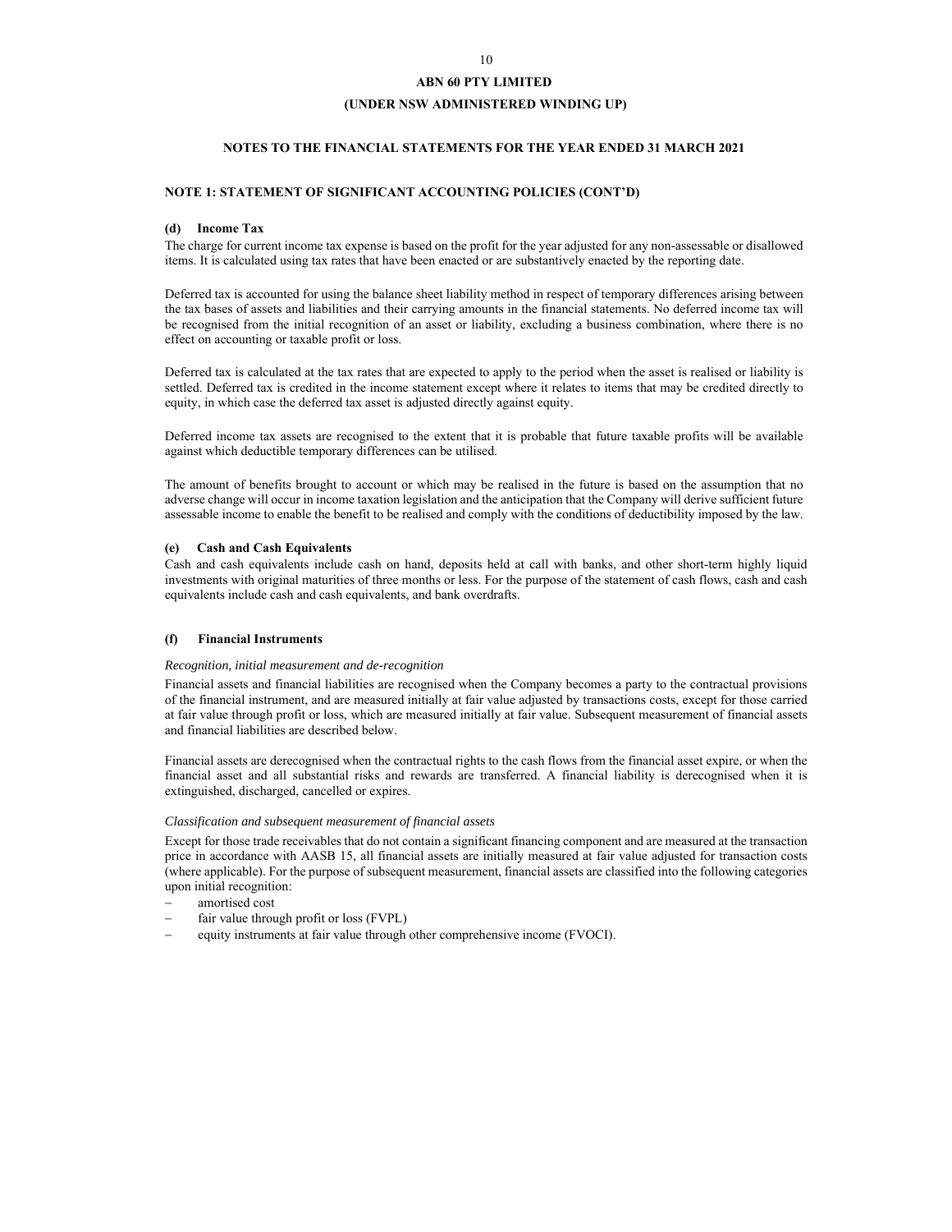## NOTE 1: STATEMENT OF SIGNIFICANT ACCOUNTING POLICIES (CONT'D)

### (d) Income Tax

The charge for current income tax expense is based on the profit for the year adjusted for any non-assessable or disallowed items. It is calculated using tax rates that have been enacted or are substantively enacted by the reporting date.

Deferred tax is accounted for using the balance sheet liability method in respect of temporary differences arising between the tax bases of assets and liabilities and their carrying amounts in the financial statements. No deferred income tax will be recognised from the initial recognition of an asset or liability, excluding a business combination, where there is no effect on accounting or taxable profit or loss.

Deferred tax is calculated at the tax rates that are expected to apply to the period when the asset is realised or liability is settled. Deferred tax is credited in the income statement except where it relates to items that may be credited directly to equity, in which case the deferred tax asset is adjusted directly against equity.

Deferred income tax assets are recognised to the extent that it is probable that future taxable profits will be available against which deductible temporary differences can be utilised.

The amount of benefits brought to account or which may be realised in the future is based on the assumption that no adverse change will occur in income taxation legislation and the anticipation that the Company will derive sufficient future assessable income to enable the benefit to be realised and comply with the conditions of deductibility imposed by the law.

### (e) Cash and Cash Equivalents

Cash and cash equivalents include cash on hand, deposits held at call with banks, and other short-term highly liquid investments with original maturities of three months or less. For the purpose of the statement of cash flows, cash and cash equivalents include cash and cash equivalents, and bank overdrafts.

### (f) Financial Instruments

*Recognition, initial measurement and de-recognition*

Financial assets and financial liabilities are recognised when the Company becomes a party to the contractual provisions of the financial instrument, and are measured initially at fair value adjusted by transactions costs, except for those carried at fair value through profit or loss, which are measured initially at fair value. Subsequent measurement of financial assets and financial liabilities are described below.

Financial assets are derecognised when the contractual rights to the cash flows from the financial asset expire, or when the financial asset and all substantial risks and rewards are transferred. A financial liability is derecognised when it is extinguished, discharged, cancelled or expires.

*Classification and subsequent measurement of financial assets*

Except for those trade receivables that do not contain a significant financing component and are measured at the transaction price in accordance with AASB 15, all financial assets are initially measured at fair value adjusted for transaction costs (where applicable). For the purpose of subsequent measurement, financial assets are classified into the following categories upon initial recognition:

- amortised cost
- fair value through profit or loss (FVPL)
- equity instruments at fair value through other comprehensive income (FVOCI).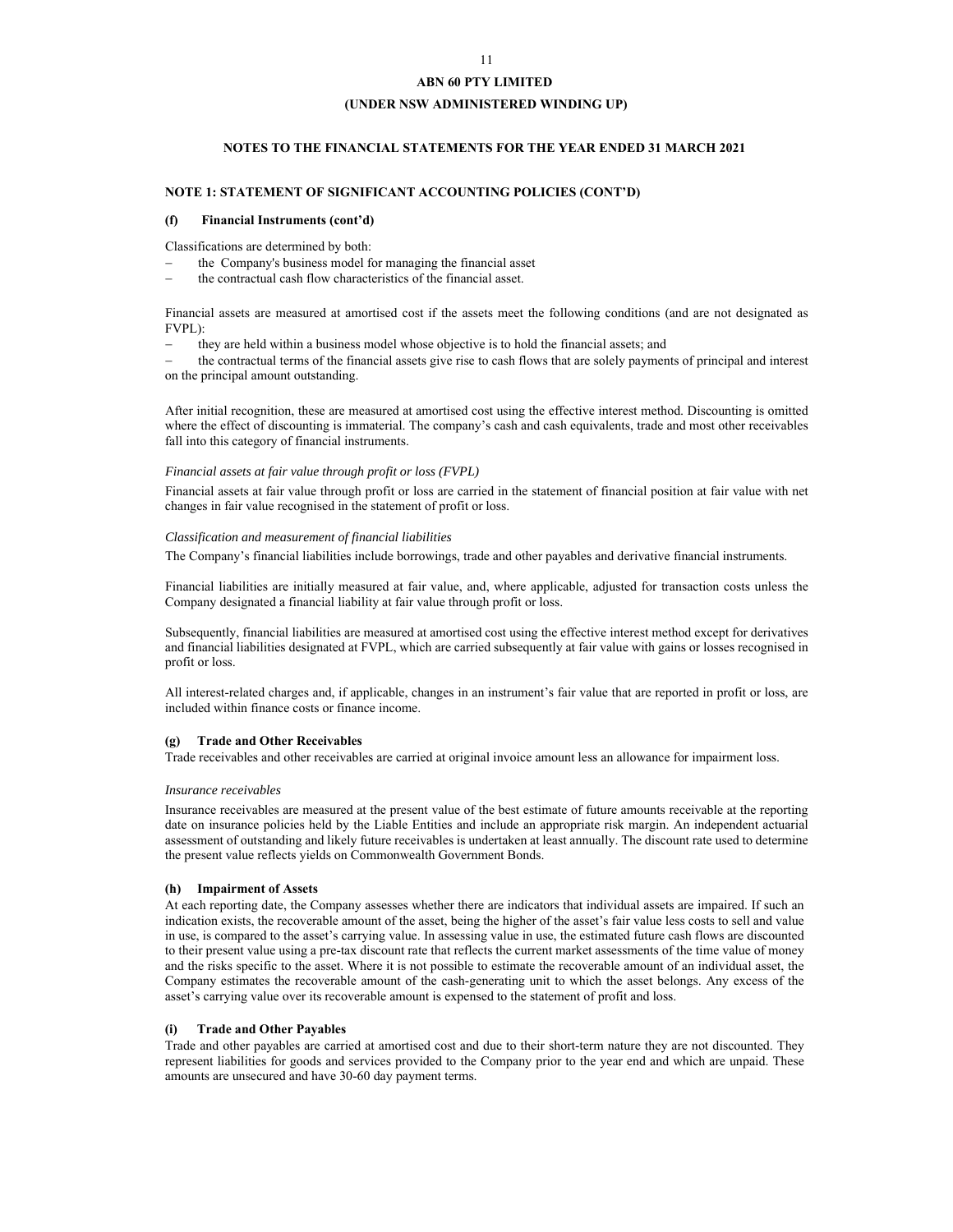**ABN 60 PTY LIMITED**

**(UNDER NSW ADMINISTERED WINDING UP)**

**NOTES TO THE FINANCIAL STATEMENTS FOR THE YEAR ENDED 31 MARCH 2021**

**NOTE 1: STATEMENT OF SIGNIFICANT ACCOUNTING POLICIES (CONT'D)**

**(f) Financial Instruments (cont'd)**

Classifications are determined by both:

- the Company's business model for managing the financial asset
- the contractual cash flow characteristics of the financial asset.

Financial assets are measured at amortised cost if the assets meet the following conditions (and are not designated as FVPL):

- they are held within a business model whose objective is to hold the financial assets; and
- the contractual terms of the financial assets give rise to cash flows that are solely payments of principal and interest on the principal amount outstanding.

After initial recognition, these are measured at amortised cost using the effective interest method. Discounting is omitted where the effect of discounting is immaterial. The company's cash and cash equivalents, trade and most other receivables fall into this category of financial instruments.

*Financial assets at fair value through profit or loss (FVPL)*

Financial assets at fair value through profit or loss are carried in the statement of financial position at fair value with net changes in fair value recognised in the statement of profit or loss.

*Classification and measurement of financial liabilities*

The Company's financial liabilities include borrowings, trade and other payables and derivative financial instruments.

Financial liabilities are initially measured at fair value, and, where applicable, adjusted for transaction costs unless the Company designated a financial liability at fair value through profit or loss.

Subsequently, financial liabilities are measured at amortised cost using the effective interest method except for derivatives and financial liabilities designated at FVPL, which are carried subsequently at fair value with gains or losses recognised in profit or loss.

All interest-related charges and, if applicable, changes in an instrument's fair value that are reported in profit or loss, are included within finance costs or finance income.

**(g) Trade and Other Receivables**

Trade receivables and other receivables are carried at original invoice amount less an allowance for impairment loss.

*Insurance receivables*

Insurance receivables are measured at the present value of the best estimate of future amounts receivable at the reporting date on insurance policies held by the Liable Entities and include an appropriate risk margin. An independent actuarial assessment of outstanding and likely future receivables is undertaken at least annually. The discount rate used to determine the present value reflects yields on Commonwealth Government Bonds.

**(h) Impairment of Assets**

At each reporting date, the Company assesses whether there are indicators that individual assets are impaired. If such an indication exists, the recoverable amount of the asset, being the higher of the asset's fair value less costs to sell and value in use, is compared to the asset's carrying value. In assessing value in use, the estimated future cash flows are discounted to their present value using a pre-tax discount rate that reflects the current market assessments of the time value of money and the risks specific to the asset. Where it is not possible to estimate the recoverable amount of an individual asset, the Company estimates the recoverable amount of the cash-generating unit to which the asset belongs. Any excess of the asset's carrying value over its recoverable amount is expensed to the statement of profit and loss.

**(i) Trade and Other Payables**

Trade and other payables are carried at amortised cost and due to their short-term nature they are not discounted. They represent liabilities for goods and services provided to the Company prior to the year end and which are unpaid. These amounts are unsecured and have 30-60 day payment terms.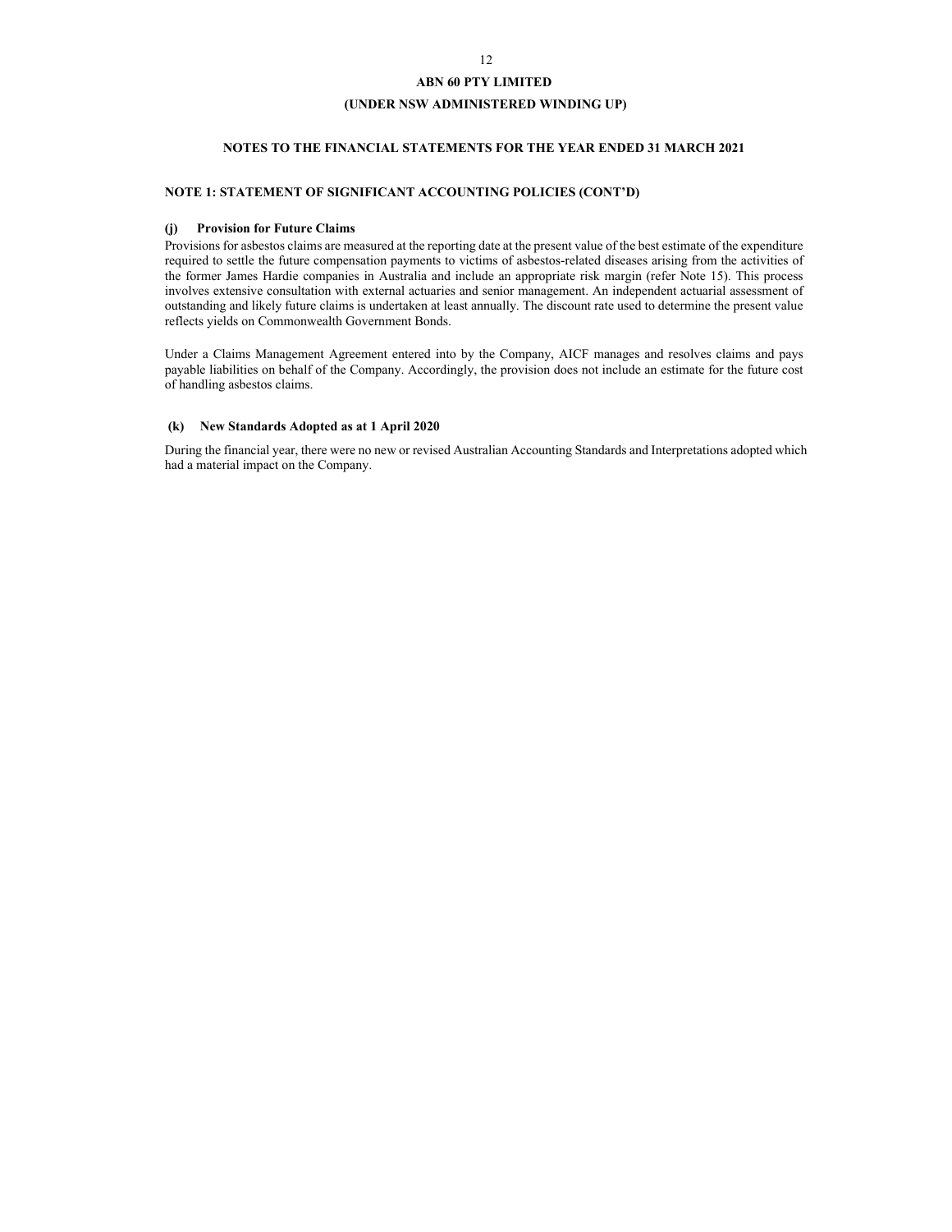**ABN 60 PTY LIMITED**

**(UNDER NSW ADMINISTERED WINDING UP)**

**NOTES TO THE FINANCIAL STATEMENTS FOR THE YEAR ENDED 31 MARCH 2021**

**NOTE 1: STATEMENT OF SIGNIFICANT ACCOUNTING POLICIES (CONT'D)**

**(j) Provision for Future Claims**

Provisions for asbestos claims are measured at the reporting date at the present value of the best estimate of the expenditure required to settle the future compensation payments to victims of asbestos-related diseases arising from the activities of the former James Hardie companies in Australia and include an appropriate risk margin (refer Note 15). This process involves extensive consultation with external actuaries and senior management. An independent actuarial assessment of outstanding and likely future claims is undertaken at least annually. The discount rate used to determine the present value reflects yields on Commonwealth Government Bonds.

Under a Claims Management Agreement entered into by the Company, AICF manages and resolves claims and pays payable liabilities on behalf of the Company. Accordingly, the provision does not include an estimate for the future cost of handling asbestos claims.

**(k) New Standards Adopted as at 1 April 2020**

During the financial year, there were no new or revised Australian Accounting Standards and Interpretations adopted which had a material impact on the Company.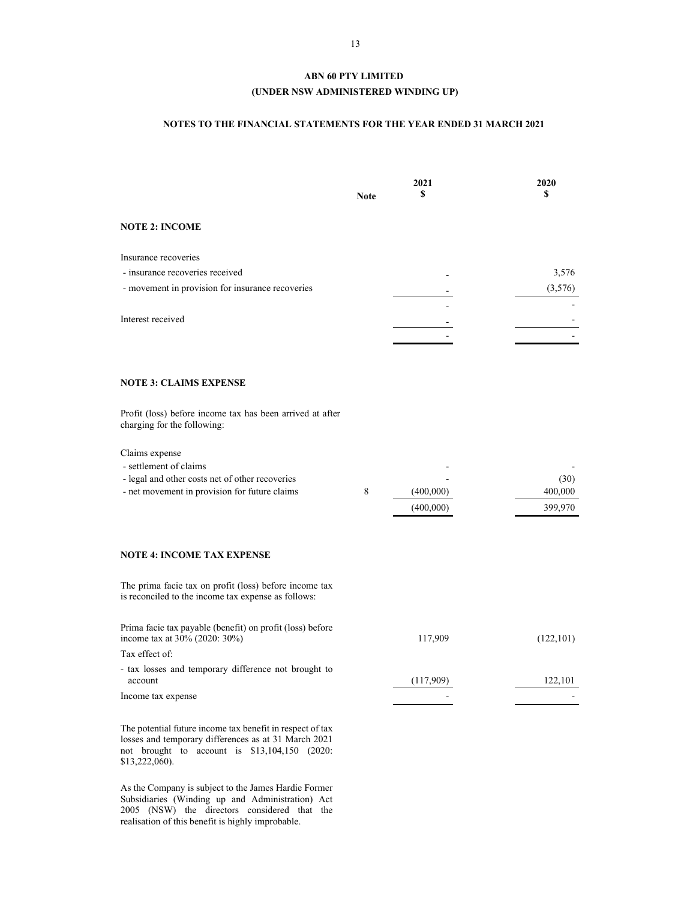# ABN 60 PTY LIMITED

# (UNDER NSW ADMINISTERED WINDING UP)

## NOTES TO THE FINANCIAL STATEMENTS FOR THE YEAR ENDED 31 MARCH 2021

| | Note | 2021 $ | 2020 $ |
|---|---|---|---|
| **NOTE 2: INCOME** | | | |
| Insurance recoveries | | | |
| - insurance recoveries received | | - | 3,576 |
| - movement in provision for insurance recoveries | | - | (3,576) |
| | | - | - |
| Interest received | | - | - |
| | | - | - |
| **NOTE 3: CLAIMS EXPENSE** | | | |
| Profit (loss) before income tax has been arrived at after charging for the following: | | | |
| Claims expense | | | |
| - settlement of claims | | - | - |
| - legal and other costs net of other recoveries | | - | (30) |
| - net movement in provision for future claims | 8 | (400,000) | 400,000 |
| | | (400,000) | 399,970 |
| **NOTE 4: INCOME TAX EXPENSE** | | | |
| The prima facie tax on profit (loss) before income tax is reconciled to the income tax expense as follows: | | | |
| Prima facie tax payable (benefit) on profit (loss) before income tax at 30% (2020: 30%) | | 117,909 | (122,101) |
| Tax effect of: | | | |
| - tax losses and temporary difference not brought to account | | (117,909) | 122,101 |
| Income tax expense | | - | - |

The potential future income tax benefit in respect of tax losses and temporary differences as at 31 March 2021 not brought to account is $13,104,150 (2020: $13,222,060).

As the Company is subject to the James Hardie Former Subsidiaries (Winding up and Administration) Act 2005 (NSW) the directors considered that the realisation of this benefit is highly improbable.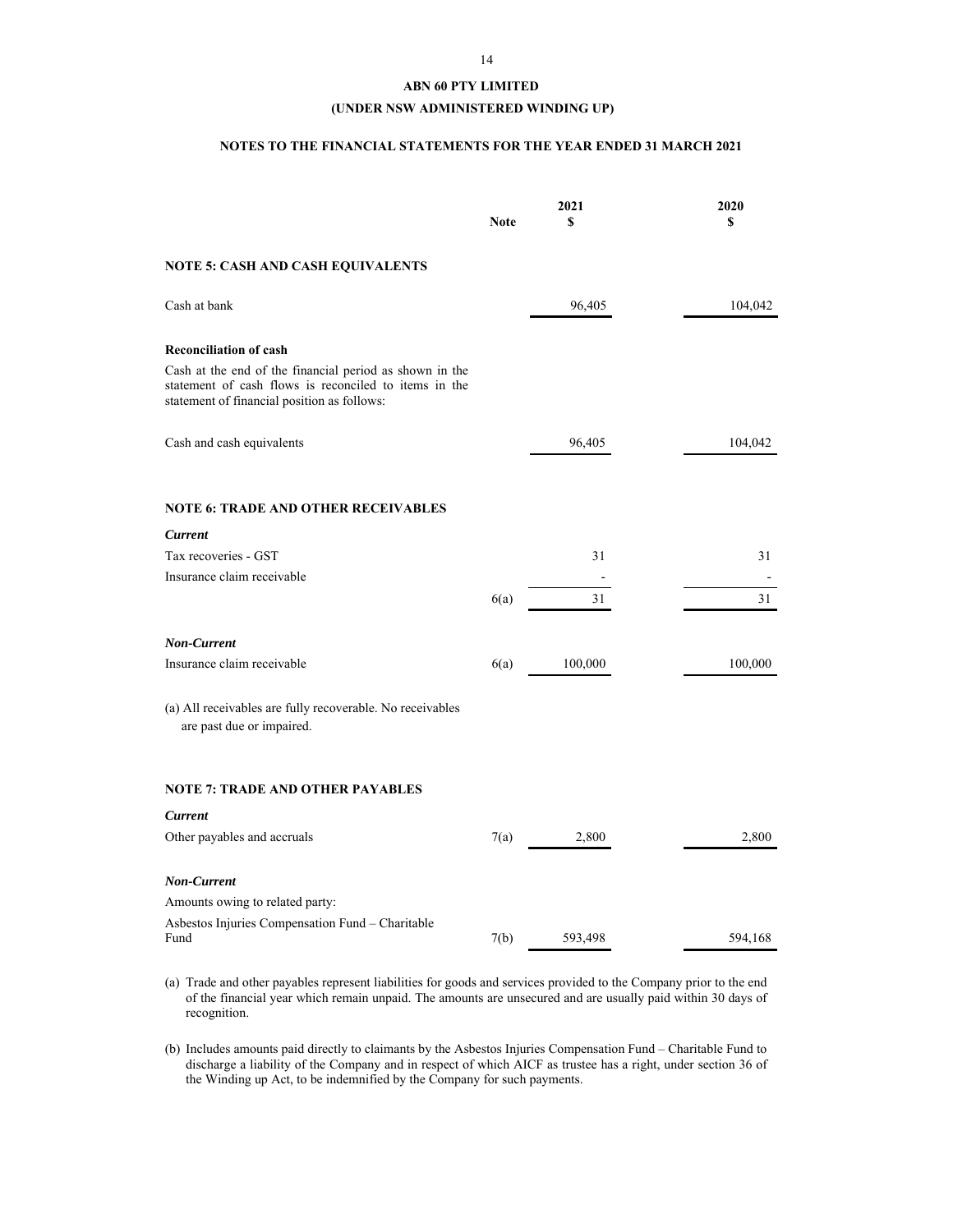**ABN 60 PTY LIMITED**

**(UNDER NSW ADMINISTERED WINDING UP)**

**NOTES TO THE FINANCIAL STATEMENTS FOR THE YEAR ENDED 31 MARCH 2021**

| | Note | 2021 $ | 2020 $ |
|---|---|---|---|
| **NOTE 5: CASH AND CASH EQUIVALENTS** | | | |
| Cash at bank | | 96,405 | 104,042 |
| **Reconciliation of cash** | | | |
| Cash at the end of the financial period as shown in the statement of cash flows is reconciled to items in the statement of financial position as follows: | | | |
| Cash and cash equivalents | | 96,405 | 104,042 |
| **NOTE 6: TRADE AND OTHER RECEIVABLES** | | | |
| ***Current*** | | | |
| Tax recoveries - GST | | 31 | 31 |
| Insurance claim receivable | | - | - |
| | 6(a) | 31 | 31 |
| ***Non-Current*** | | | |
| Insurance claim receivable | 6(a) | 100,000 | 100,000 |

(a) All receivables are fully recoverable. No receivables are past due or impaired.

| | Note | 2021 $ | 2020 $ |
|---|---|---|---|
| **NOTE 7: TRADE AND OTHER PAYABLES** | | | |
| ***Current*** | | | |
| Other payables and accruals | 7(a) | 2,800 | 2,800 |
| ***Non-Current*** | | | |
| Amounts owing to related party: | | | |
| Asbestos Injuries Compensation Fund – Charitable Fund | 7(b) | 593,498 | 594,168 |

(a) Trade and other payables represent liabilities for goods and services provided to the Company prior to the end of the financial year which remain unpaid. The amounts are unsecured and are usually paid within 30 days of recognition.

(b) Includes amounts paid directly to claimants by the Asbestos Injuries Compensation Fund – Charitable Fund to discharge a liability of the Company and in respect of which AICF as trustee has a right, under section 36 of the Winding up Act, to be indemnified by the Company for such payments.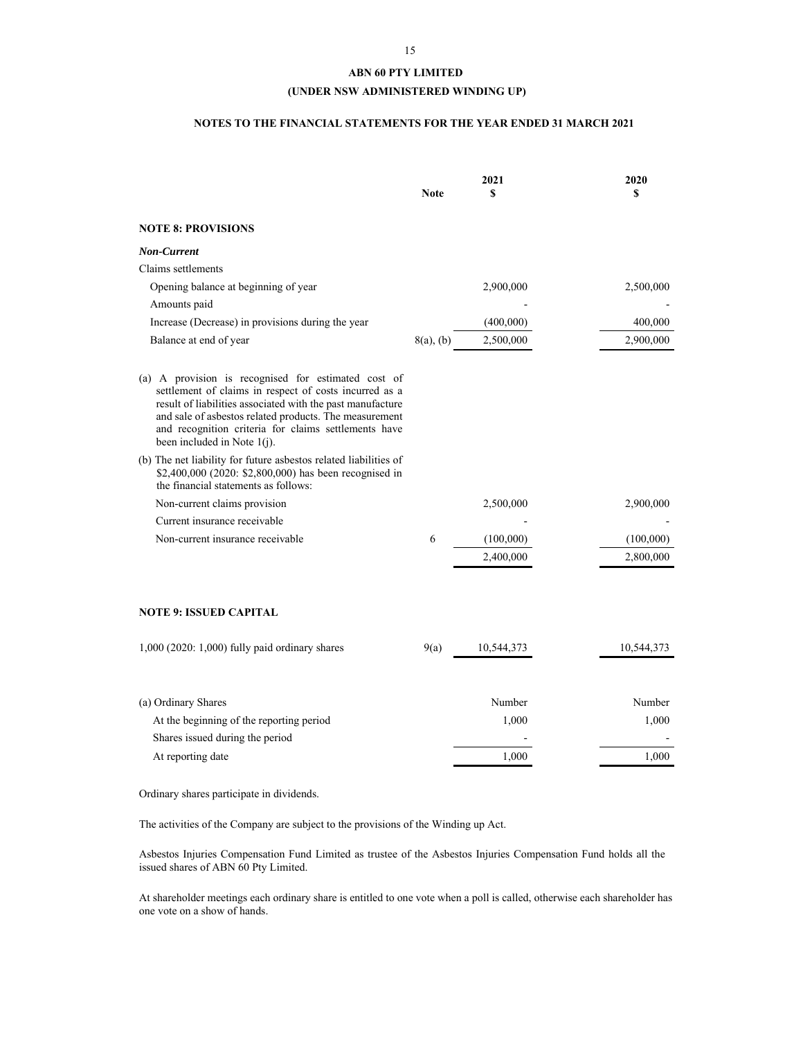**ABN 60 PTY LIMITED**

**(UNDER NSW ADMINISTERED WINDING UP)**

**NOTES TO THE FINANCIAL STATEMENTS FOR THE YEAR ENDED 31 MARCH 2021**

| | Note | 2021 $ | 2020 $ |
|---|---|---|---|
| **NOTE 8: PROVISIONS** | | | |
| ***Non-Current*** | | | |
| Claims settlements | | | |
| Opening balance at beginning of year | | 2,900,000 | 2,500,000 |
| Amounts paid | | - | - |
| Increase (Decrease) in provisions during the year | | (400,000) | 400,000 |
| Balance at end of year | 8(a), (b) | 2,500,000 | 2,900,000 |

(a) A provision is recognised for estimated cost of settlement of claims in respect of costs incurred as a result of liabilities associated with the past manufacture and sale of asbestos related products. The measurement and recognition criteria for claims settlements have been included in Note 1(j).

(b) The net liability for future asbestos related liabilities of $2,400,000 (2020: $2,800,000) has been recognised in the financial statements as follows:

| | Note | 2021 $ | 2020 $ |
|---|---|---|---|
| Non-current claims provision | | 2,500,000 | 2,900,000 |
| Current insurance receivable | | - | - |
| Non-current insurance receivable | 6 | (100,000) | (100,000) |
| | | 2,400,000 | 2,800,000 |

**NOTE 9: ISSUED CAPITAL**

| | Note | 2021 $ | 2020 $ |
|---|---|---|---|
| 1,000 (2020: 1,000) fully paid ordinary shares | 9(a) | 10,544,373 | 10,544,373 |

| (a) Ordinary Shares | | Number | Number |
|---|---|---|---|
| At the beginning of the reporting period | | 1,000 | 1,000 |
| Shares issued during the period | | - | - |
| At reporting date | | 1,000 | 1,000 |

Ordinary shares participate in dividends.

The activities of the Company are subject to the provisions of the Winding up Act.

Asbestos Injuries Compensation Fund Limited as trustee of the Asbestos Injuries Compensation Fund holds all the issued shares of ABN 60 Pty Limited.

At shareholder meetings each ordinary share is entitled to one vote when a poll is called, otherwise each shareholder has one vote on a show of hands.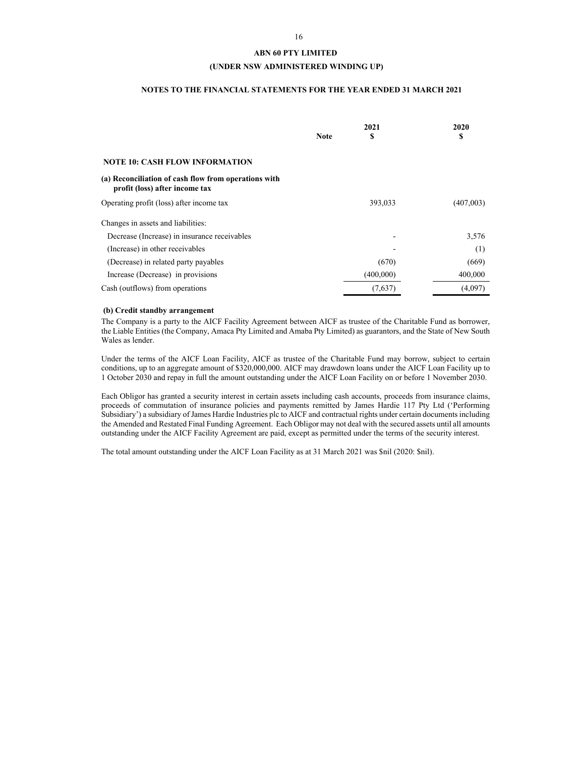**ABN 60 PTY LIMITED**

**(UNDER NSW ADMINISTERED WINDING UP)**

**NOTES TO THE FINANCIAL STATEMENTS FOR THE YEAR ENDED 31 MARCH 2021**

| | Note | 2021<br>$ | 2020<br>$ |
|---|---|---|---|
| **NOTE 10: CASH FLOW INFORMATION** | | | |
| **(a) Reconciliation of cash flow from operations with profit (loss) after income tax** | | | |
| Operating profit (loss) after income tax | | 393,033 | (407,003) |
| Changes in assets and liabilities: | | | |
| Decrease (Increase) in insurance receivables | | - | 3,576 |
| (Increase) in other receivables | | - | (1) |
| (Decrease) in related party payables | | (670) | (669) |
| Increase (Decrease) in provisions | | (400,000) | 400,000 |
| Cash (outflows) from operations | | (7,637) | (4,097) |

**(b) Credit standby arrangement**

The Company is a party to the AICF Facility Agreement between AICF as trustee of the Charitable Fund as borrower, the Liable Entities (the Company, Amaca Pty Limited and Amaba Pty Limited) as guarantors, and the State of New South Wales as lender.

Under the terms of the AICF Loan Facility, AICF as trustee of the Charitable Fund may borrow, subject to certain conditions, up to an aggregate amount of $320,000,000. AICF may drawdown loans under the AICF Loan Facility up to 1 October 2030 and repay in full the amount outstanding under the AICF Loan Facility on or before 1 November 2030.

Each Obligor has granted a security interest in certain assets including cash accounts, proceeds from insurance claims, proceeds of commutation of insurance policies and payments remitted by James Hardie 117 Pty Ltd ('Performing Subsidiary') a subsidiary of James Hardie Industries plc to AICF and contractual rights under certain documents including the Amended and Restated Final Funding Agreement. Each Obligor may not deal with the secured assets until all amounts outstanding under the AICF Facility Agreement are paid, except as permitted under the terms of the security interest.

The total amount outstanding under the AICF Loan Facility as at 31 March 2021 was $nil (2020: $nil).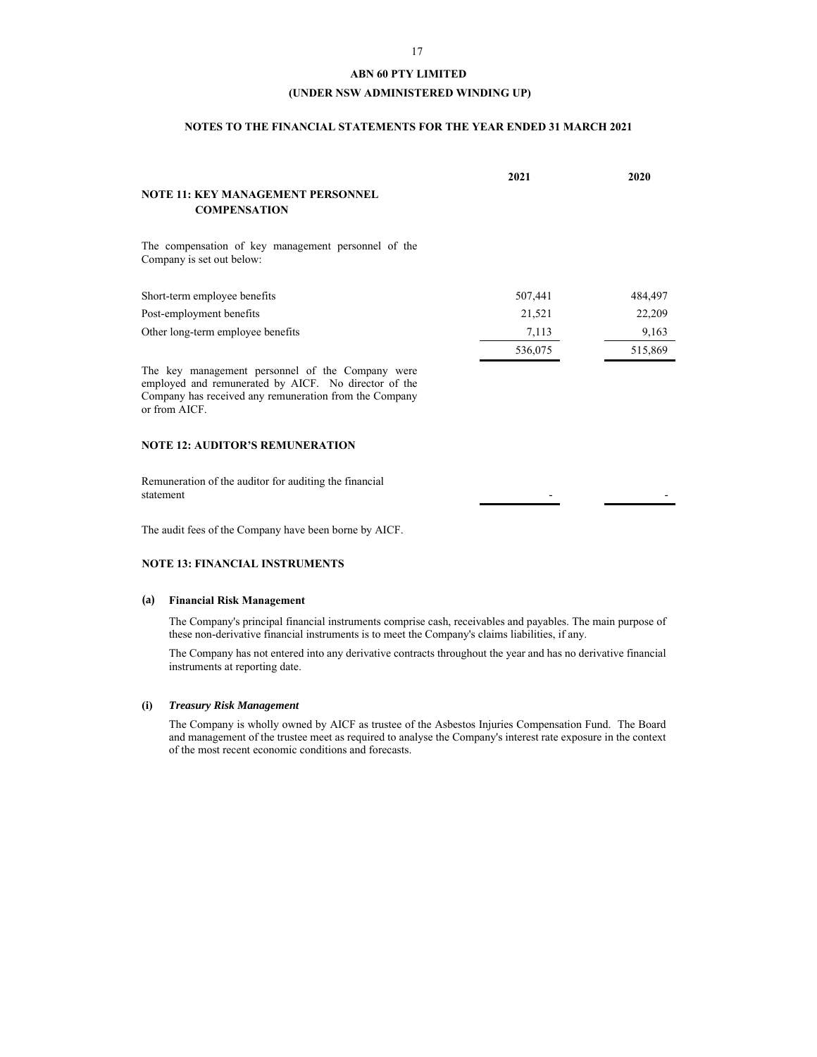**ABN 60 PTY LIMITED**

**(UNDER NSW ADMINISTERED WINDING UP)**

**NOTES TO THE FINANCIAL STATEMENTS FOR THE YEAR ENDED 31 MARCH 2021**

## NOTE 11: KEY MANAGEMENT PERSONNEL COMPENSATION

The compensation of key management personnel of the Company is set out below:

| | 2021 | 2020 |
|---|---|---|
| Short-term employee benefits | 507,441 | 484,497 |
| Post-employment benefits | 21,521 | 22,209 |
| Other long-term employee benefits | 7,113 | 9,163 |
| | 536,075 | 515,869 |

The key management personnel of the Company were employed and remunerated by AICF. No director of the Company has received any remuneration from the Company or from AICF.

## NOTE 12: AUDITOR'S REMUNERATION

| | 2021 | 2020 |
|---|---|---|
| Remuneration of the auditor for auditing the financial statement | - | - |

The audit fees of the Company have been borne by AICF.

## NOTE 13: FINANCIAL INSTRUMENTS

### (a) Financial Risk Management

The Company's principal financial instruments comprise cash, receivables and payables. The main purpose of these non-derivative financial instruments is to meet the Company's claims liabilities, if any.

The Company has not entered into any derivative contracts throughout the year and has no derivative financial instruments at reporting date.

### (i) *Treasury Risk Management*

The Company is wholly owned by AICF as trustee of the Asbestos Injuries Compensation Fund. The Board and management of the trustee meet as required to analyse the Company's interest rate exposure in the context of the most recent economic conditions and forecasts.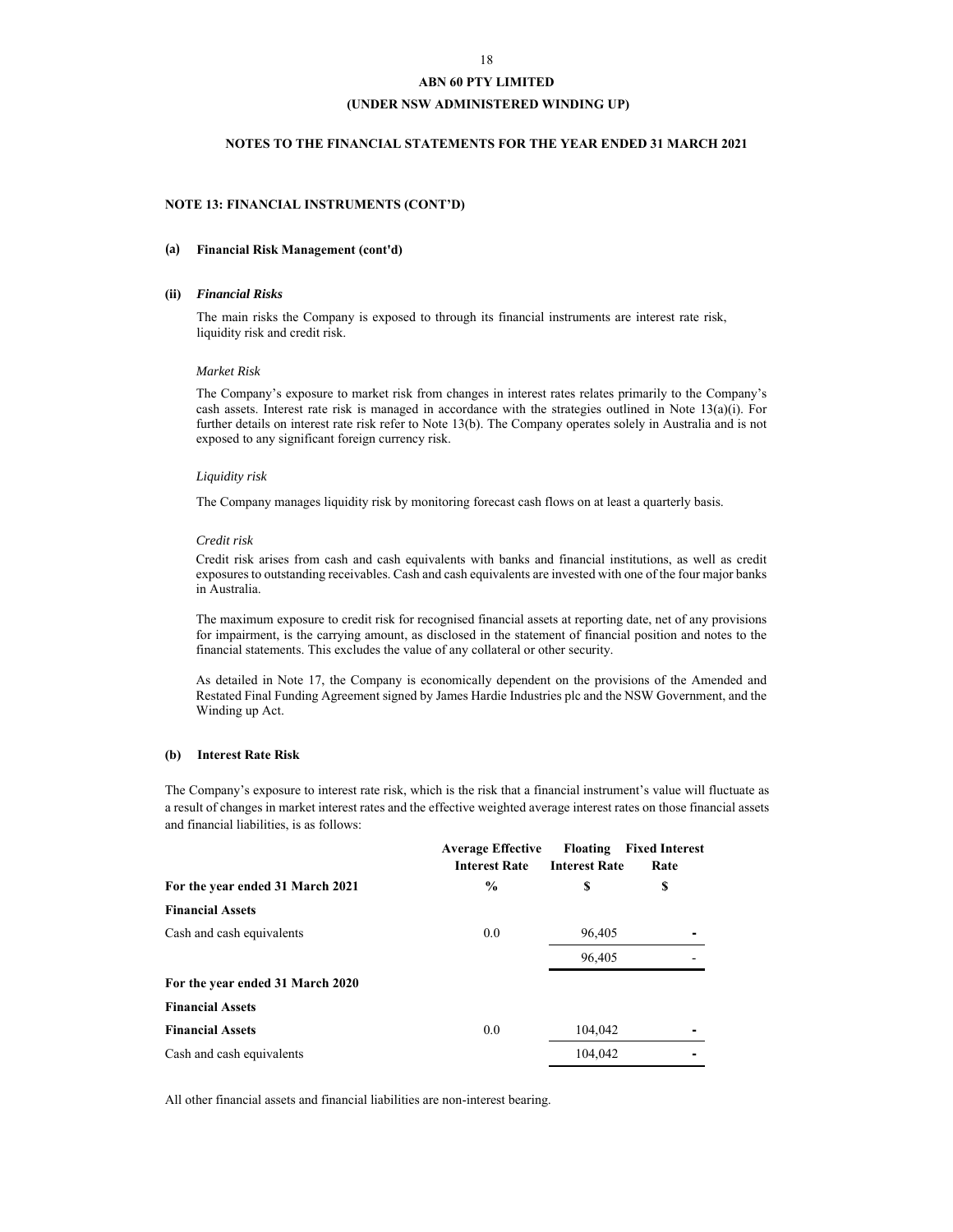**ABN 60 PTY LIMITED**

**(UNDER NSW ADMINISTERED WINDING UP)**

**NOTES TO THE FINANCIAL STATEMENTS FOR THE YEAR ENDED 31 MARCH 2021**

**NOTE 13: FINANCIAL INSTRUMENTS (CONT'D)**

**(a) Financial Risk Management (cont'd)**

**(ii) *Financial Risks***

The main risks the Company is exposed to through its financial instruments are interest rate risk, liquidity risk and credit risk.

*Market Risk*

The Company's exposure to market risk from changes in interest rates relates primarily to the Company's cash assets. Interest rate risk is managed in accordance with the strategies outlined in Note 13(a)(i). For further details on interest rate risk refer to Note 13(b). The Company operates solely in Australia and is not exposed to any significant foreign currency risk.

*Liquidity risk*

The Company manages liquidity risk by monitoring forecast cash flows on at least a quarterly basis.

*Credit risk*

Credit risk arises from cash and cash equivalents with banks and financial institutions, as well as credit exposures to outstanding receivables. Cash and cash equivalents are invested with one of the four major banks in Australia.

The maximum exposure to credit risk for recognised financial assets at reporting date, net of any provisions for impairment, is the carrying amount, as disclosed in the statement of financial position and notes to the financial statements. This excludes the value of any collateral or other security.

As detailed in Note 17, the Company is economically dependent on the provisions of the Amended and Restated Final Funding Agreement signed by James Hardie Industries plc and the NSW Government, and the Winding up Act.

**(b) Interest Rate Risk**

The Company's exposure to interest rate risk, which is the risk that a financial instrument's value will fluctuate as a result of changes in market interest rates and the effective weighted average interest rates on those financial assets and financial liabilities, is as follows:

| | Average Effective Interest Rate | Floating Interest Rate | Fixed Interest Rate |
|---|---|---|---|
| **For the year ended 31 March 2021** | **%** | **$** | **$** |
| **Financial Assets** | | | |
| Cash and cash equivalents | 0.0 | 96,405 | - |
| | | 96,405 | - |
| **For the year ended 31 March 2020** | | | |
| **Financial Assets** | | | |
| **Financial Assets** | 0.0 | 104,042 | - |
| Cash and cash equivalents | | 104,042 | - |

All other financial assets and financial liabilities are non-interest bearing.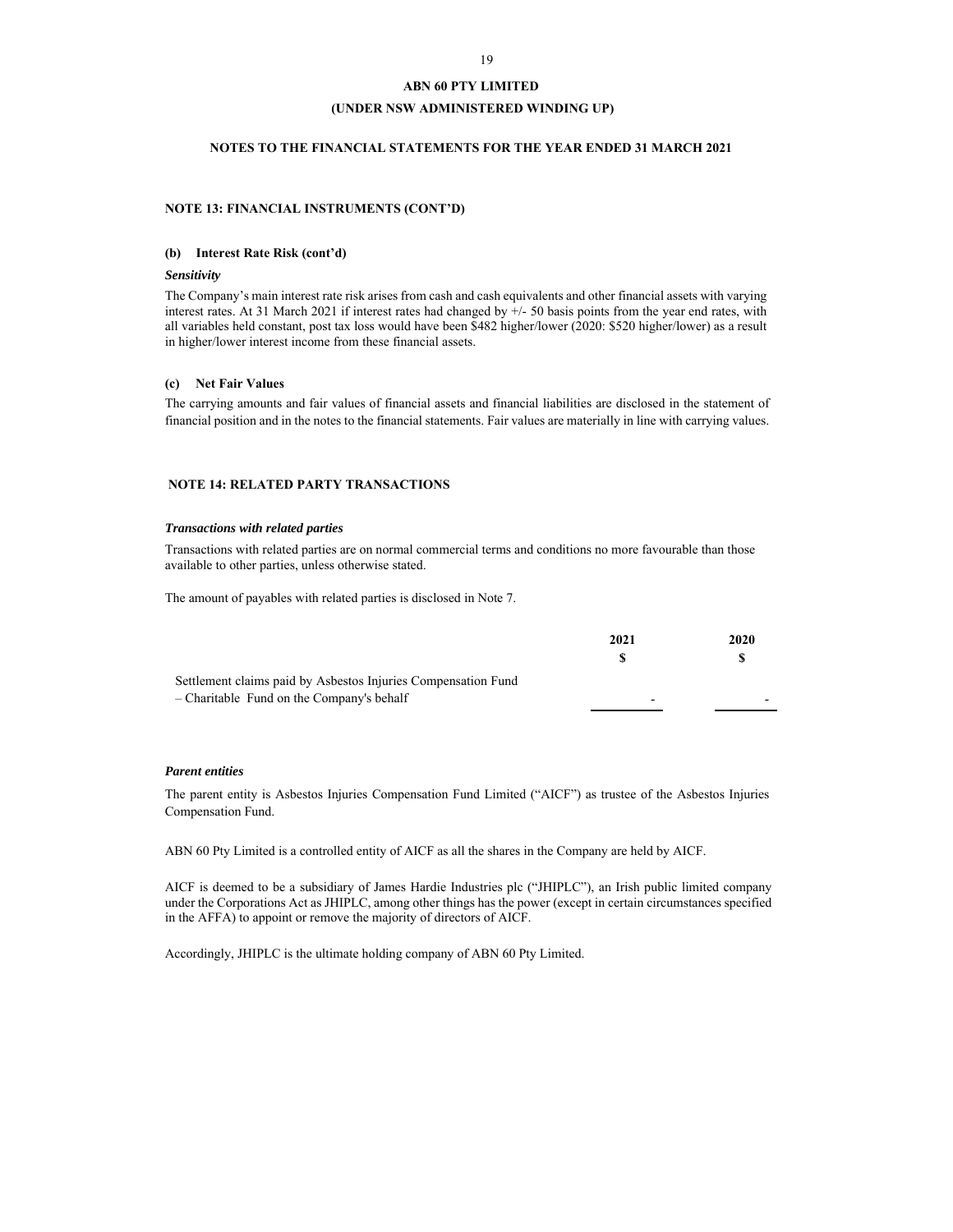**ABN 60 PTY LIMITED**

**(UNDER NSW ADMINISTERED WINDING UP)**

**NOTES TO THE FINANCIAL STATEMENTS FOR THE YEAR ENDED 31 MARCH 2021**

## NOTE 13: FINANCIAL INSTRUMENTS (CONT'D)

### (b) Interest Rate Risk (cont'd)

***Sensitivity***

The Company's main interest rate risk arises from cash and cash equivalents and other financial assets with varying interest rates. At 31 March 2021 if interest rates had changed by +/- 50 basis points from the year end rates, with all variables held constant, post tax loss would have been $482 higher/lower (2020: $520 higher/lower) as a result in higher/lower interest income from these financial assets.

### (c) Net Fair Values

The carrying amounts and fair values of financial assets and financial liabilities are disclosed in the statement of financial position and in the notes to the financial statements. Fair values are materially in line with carrying values.

## NOTE 14: RELATED PARTY TRANSACTIONS

***Transactions with related parties***

Transactions with related parties are on normal commercial terms and conditions no more favourable than those available to other parties, unless otherwise stated.

The amount of payables with related parties is disclosed in Note 7.

| | 2021 | 2020 |
|---|---|---|
| | $ | $ |
| Settlement claims paid by Asbestos Injuries Compensation Fund – Charitable Fund on the Company's behalf | - | - |

***Parent entities***

The parent entity is Asbestos Injuries Compensation Fund Limited ("AICF") as trustee of the Asbestos Injuries Compensation Fund.

ABN 60 Pty Limited is a controlled entity of AICF as all the shares in the Company are held by AICF.

AICF is deemed to be a subsidiary of James Hardie Industries plc ("JHIPLC"), an Irish public limited company under the Corporations Act as JHIPLC, among other things has the power (except in certain circumstances specified in the AFFA) to appoint or remove the majority of directors of AICF.

Accordingly, JHIPLC is the ultimate holding company of ABN 60 Pty Limited.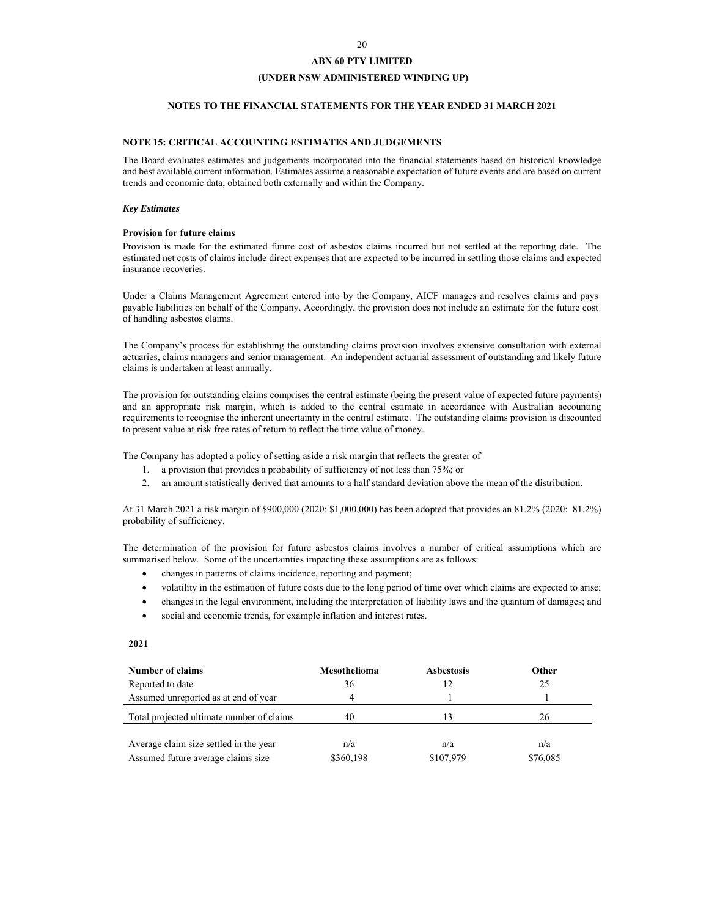**ABN 60 PTY LIMITED**

**(UNDER NSW ADMINISTERED WINDING UP)**

**NOTES TO THE FINANCIAL STATEMENTS FOR THE YEAR ENDED 31 MARCH 2021**

## NOTE 15: CRITICAL ACCOUNTING ESTIMATES AND JUDGEMENTS

The Board evaluates estimates and judgements incorporated into the financial statements based on historical knowledge and best available current information. Estimates assume a reasonable expectation of future events and are based on current trends and economic data, obtained both externally and within the Company.

***Key Estimates***

**Provision for future claims**

Provision is made for the estimated future cost of asbestos claims incurred but not settled at the reporting date. The estimated net costs of claims include direct expenses that are expected to be incurred in settling those claims and expected insurance recoveries.

Under a Claims Management Agreement entered into by the Company, AICF manages and resolves claims and pays payable liabilities on behalf of the Company. Accordingly, the provision does not include an estimate for the future cost of handling asbestos claims.

The Company's process for establishing the outstanding claims provision involves extensive consultation with external actuaries, claims managers and senior management. An independent actuarial assessment of outstanding and likely future claims is undertaken at least annually.

The provision for outstanding claims comprises the central estimate (being the present value of expected future payments) and an appropriate risk margin, which is added to the central estimate in accordance with Australian accounting requirements to recognise the inherent uncertainty in the central estimate. The outstanding claims provision is discounted to present value at risk free rates of return to reflect the time value of money.

The Company has adopted a policy of setting aside a risk margin that reflects the greater of

1. a provision that provides a probability of sufficiency of not less than 75%; or
2. an amount statistically derived that amounts to a half standard deviation above the mean of the distribution.

At 31 March 2021 a risk margin of $900,000 (2020: $1,000,000) has been adopted that provides an 81.2% (2020: 81.2%) probability of sufficiency.

The determination of the provision for future asbestos claims involves a number of critical assumptions which are summarised below. Some of the uncertainties impacting these assumptions are as follows:

- changes in patterns of claims incidence, reporting and payment;
- volatility in the estimation of future costs due to the long period of time over which claims are expected to arise;
- changes in the legal environment, including the interpretation of liability laws and the quantum of damages; and
- social and economic trends, for example inflation and interest rates.

**2021**

| Number of claims | Mesothelioma | Asbestosis | Other |
|---|---|---|---|
| Reported to date | 36 | 12 | 25 |
| Assumed unreported as at end of year | 4 | 1 | 1 |
| Total projected ultimate number of claims | 40 | 13 | 26 |
| Average claim size settled in the year | n/a | n/a | n/a |
| Assumed future average claims size | $360,198 | $107,979 | $76,085 |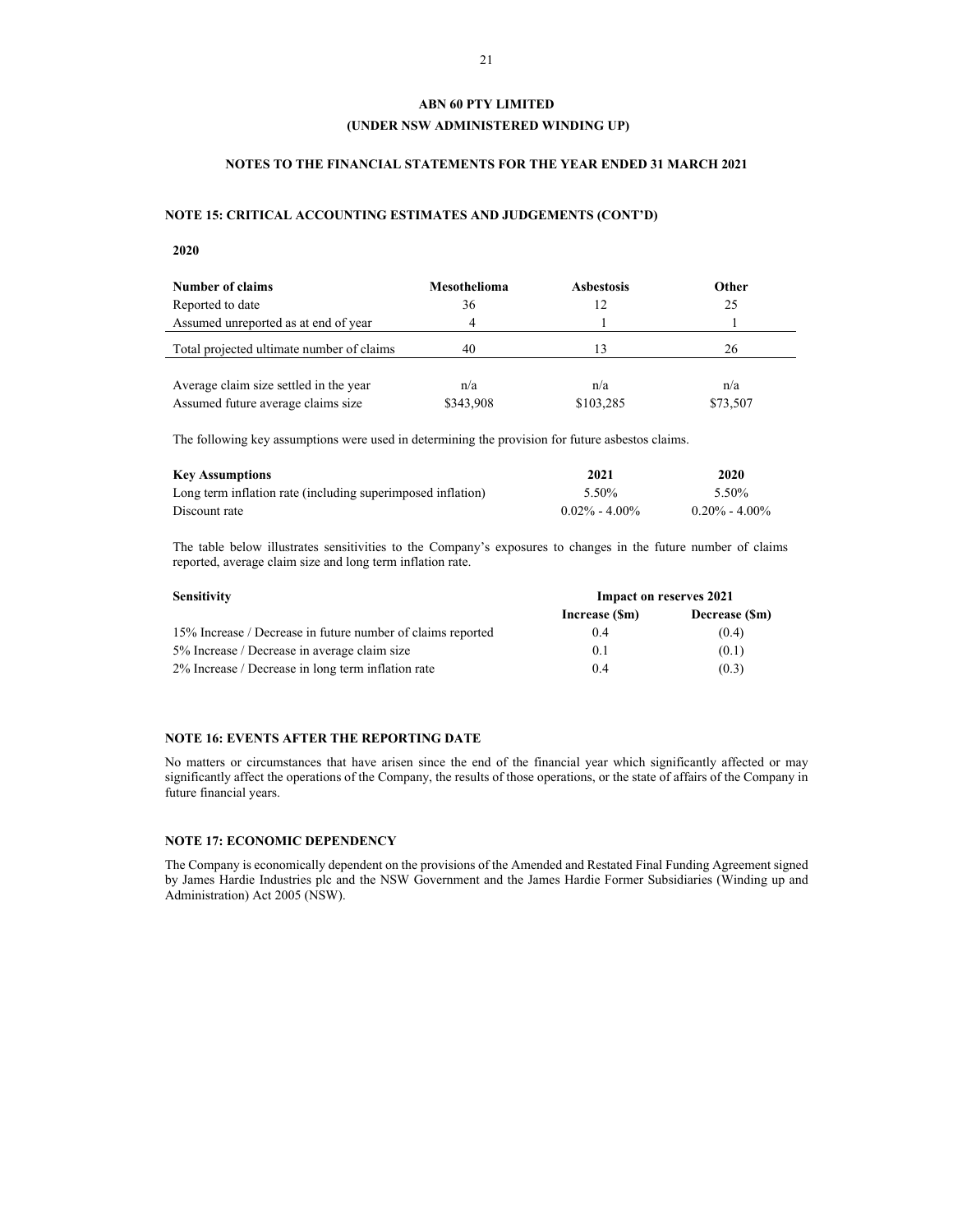**ABN 60 PTY LIMITED**
**(UNDER NSW ADMINISTERED WINDING UP)**

**NOTES TO THE FINANCIAL STATEMENTS FOR THE YEAR ENDED 31 MARCH 2021**

## NOTE 15: CRITICAL ACCOUNTING ESTIMATES AND JUDGEMENTS (CONT'D)

**2020**

| Number of claims | Mesothelioma | Asbestosis | Other |
|---|---|---|---|
| Reported to date | 36 | 12 | 25 |
| Assumed unreported as at end of year | 4 | 1 | 1 |
| Total projected ultimate number of claims | 40 | 13 | 26 |
| Average claim size settled in the year | n/a | n/a | n/a |
| Assumed future average claims size | \$343,908 | \$103,285 | \$73,507 |

The following key assumptions were used in determining the provision for future asbestos claims.

| Key Assumptions | 2021 | 2020 |
|---|---|---|
| Long term inflation rate (including superimposed inflation) | 5.50% | 5.50% |
| Discount rate | 0.02% - 4.00% | 0.20% - 4.00% |

The table below illustrates sensitivities to the Company's exposures to changes in the future number of claims reported, average claim size and long term inflation rate.

| Sensitivity | Impact on reserves 2021 | |
|---|---|---|
| | Increase (\$m) | Decrease (\$m) |
| 15% Increase / Decrease in future number of claims reported | 0.4 | (0.4) |
| 5% Increase / Decrease in average claim size | 0.1 | (0.1) |
| 2% Increase / Decrease in long term inflation rate | 0.4 | (0.3) |

## NOTE 16: EVENTS AFTER THE REPORTING DATE

No matters or circumstances that have arisen since the end of the financial year which significantly affected or may significantly affect the operations of the Company, the results of those operations, or the state of affairs of the Company in future financial years.

## NOTE 17: ECONOMIC DEPENDENCY

The Company is economically dependent on the provisions of the Amended and Restated Final Funding Agreement signed by James Hardie Industries plc and the NSW Government and the James Hardie Former Subsidiaries (Winding up and Administration) Act 2005 (NSW).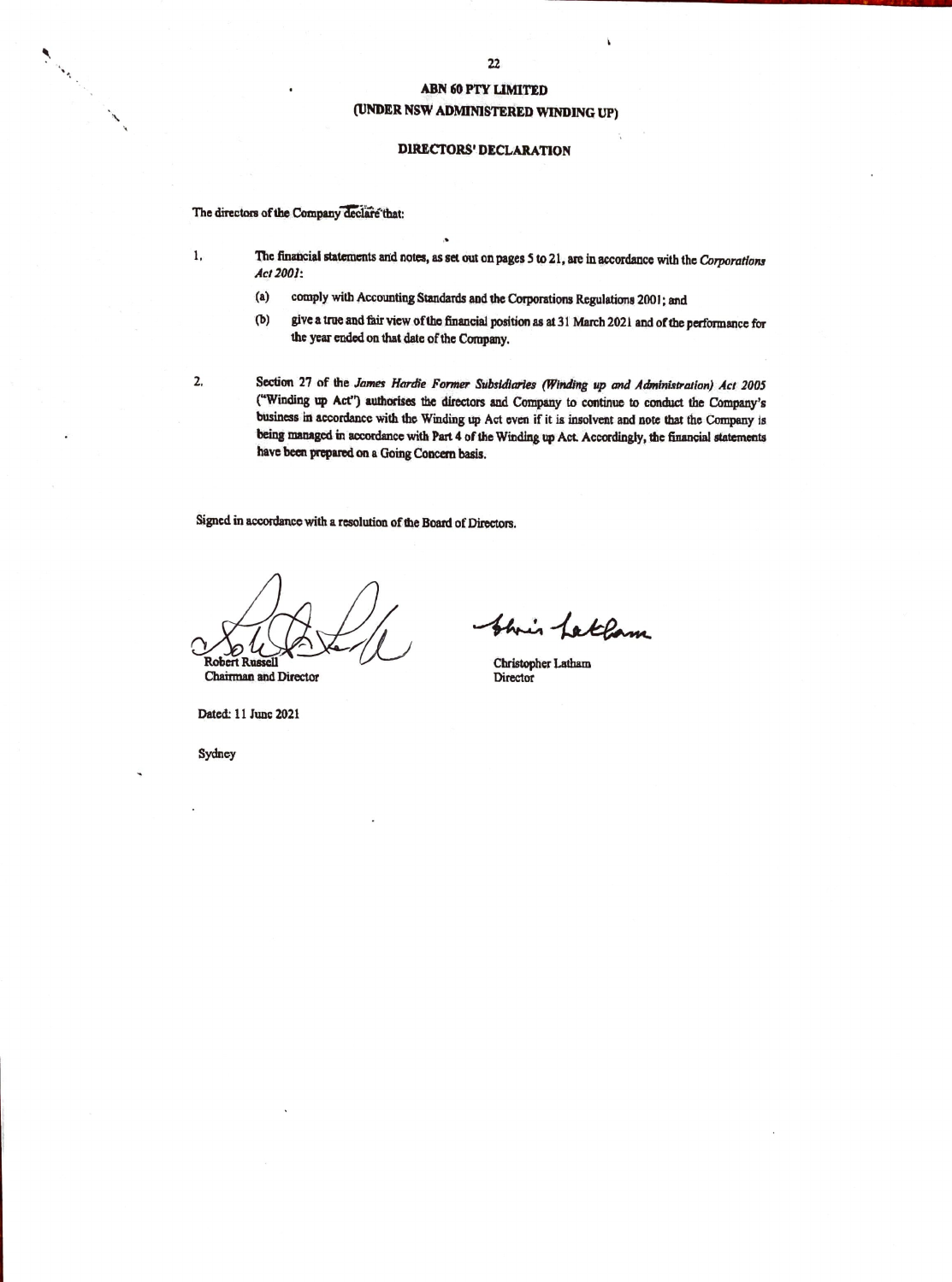**ABN 60 PTY LIMITED**
**(UNDER NSW ADMINISTERED WINDING UP)**

**DIRECTORS' DECLARATION**

The directors of the Company declare that:

1. The financial statements and notes, as set out on pages 5 to 21, are in accordance with the *Corporations Act 2001*:
   - (a) comply with Accounting Standards and the Corporations Regulations 2001; and
   - (b) give a true and fair view of the financial position as at 31 March 2021 and of the performance for the year ended on that date of the Company.

2. Section 27 of the *James Hardie Former Subsidiaries (Winding up and Administration) Act 2005* ("Winding up Act") authorises the directors and Company to continue to conduct the Company's business in accordance with the Winding up Act even if it is insolvent and note that the Company is being managed in accordance with Part 4 of the Winding up Act. Accordingly, the financial statements have been prepared on a Going Concern basis.

Signed in accordance with a resolution of the Board of Directors.

Robert Russell
Chairman and Director

Christopher Latham
Director

Dated: 11 June 2021

Sydney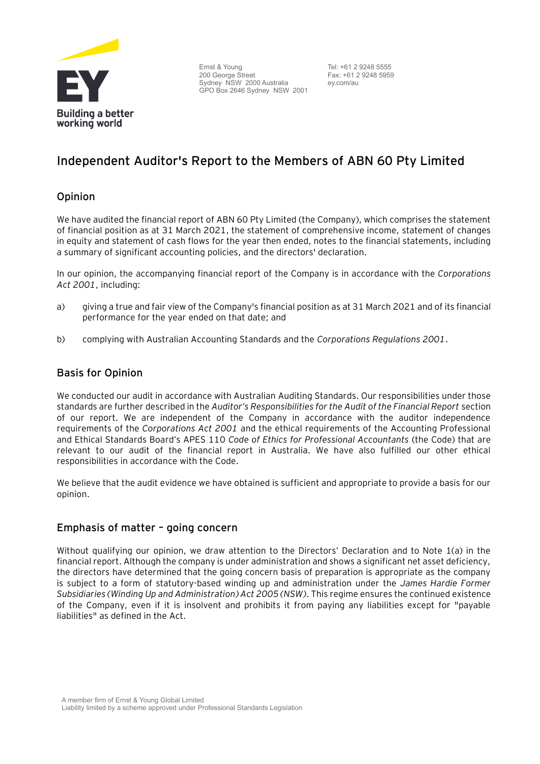Ernst & Young
200 George Street
Sydney NSW 2000 Australia
GPO Box 2646 Sydney NSW 2001

Tel: +61 2 9248 5555
Fax: +61 2 9248 5959
ey.com/au

# Independent Auditor's Report to the Members of ABN 60 Pty Limited

## Opinion

We have audited the financial report of ABN 60 Pty Limited (the Company), which comprises the statement of financial position as at 31 March 2021, the statement of comprehensive income, statement of changes in equity and statement of cash flows for the year then ended, notes to the financial statements, including a summary of significant accounting policies, and the directors' declaration.

In our opinion, the accompanying financial report of the Company is in accordance with the *Corporations Act 2001*, including:

a) giving a true and fair view of the Company's financial position as at 31 March 2021 and of its financial performance for the year ended on that date; and

b) complying with Australian Accounting Standards and the *Corporations Regulations 2001*.

## Basis for Opinion

We conducted our audit in accordance with Australian Auditing Standards. Our responsibilities under those standards are further described in the *Auditor's Responsibilities for the Audit of the Financial Report* section of our report. We are independent of the Company in accordance with the auditor independence requirements of the *Corporations Act 2001* and the ethical requirements of the Accounting Professional and Ethical Standards Board's APES 110 *Code of Ethics for Professional Accountants* (the Code) that are relevant to our audit of the financial report in Australia. We have also fulfilled our other ethical responsibilities in accordance with the Code.

We believe that the audit evidence we have obtained is sufficient and appropriate to provide a basis for our opinion.

## Emphasis of matter – going concern

Without qualifying our opinion, we draw attention to the Directors' Declaration and to Note 1(a) in the financial report. Although the company is under administration and shows a significant net asset deficiency, the directors have determined that the going concern basis of preparation is appropriate as the company is subject to a form of statutory-based winding up and administration under the *James Hardie Former Subsidiaries (Winding Up and Administration) Act 2005 (NSW)*. This regime ensures the continued existence of the Company, even if it is insolvent and prohibits it from paying any liabilities except for "payable liabilities" as defined in the Act.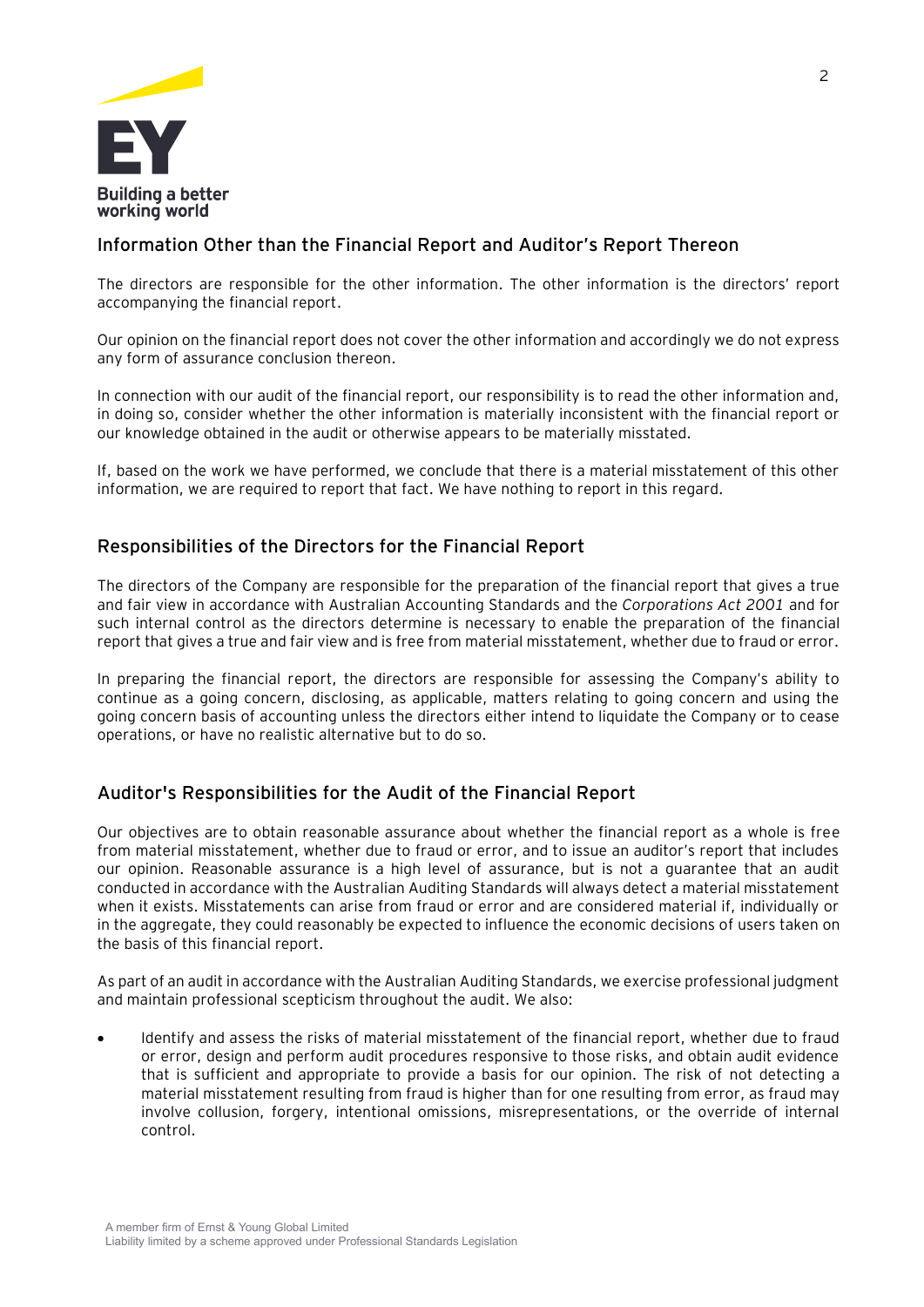## Information Other than the Financial Report and Auditor's Report Thereon

The directors are responsible for the other information. The other information is the directors' report accompanying the financial report.

Our opinion on the financial report does not cover the other information and accordingly we do not express any form of assurance conclusion thereon.

In connection with our audit of the financial report, our responsibility is to read the other information and, in doing so, consider whether the other information is materially inconsistent with the financial report or our knowledge obtained in the audit or otherwise appears to be materially misstated.

If, based on the work we have performed, we conclude that there is a material misstatement of this other information, we are required to report that fact. We have nothing to report in this regard.

## Responsibilities of the Directors for the Financial Report

The directors of the Company are responsible for the preparation of the financial report that gives a true and fair view in accordance with Australian Accounting Standards and the *Corporations Act 2001* and for such internal control as the directors determine is necessary to enable the preparation of the financial report that gives a true and fair view and is free from material misstatement, whether due to fraud or error.

In preparing the financial report, the directors are responsible for assessing the Company's ability to continue as a going concern, disclosing, as applicable, matters relating to going concern and using the going concern basis of accounting unless the directors either intend to liquidate the Company or to cease operations, or have no realistic alternative but to do so.

## Auditor's Responsibilities for the Audit of the Financial Report

Our objectives are to obtain reasonable assurance about whether the financial report as a whole is free from material misstatement, whether due to fraud or error, and to issue an auditor's report that includes our opinion. Reasonable assurance is a high level of assurance, but is not a guarantee that an audit conducted in accordance with the Australian Auditing Standards will always detect a material misstatement when it exists. Misstatements can arise from fraud or error and are considered material if, individually or in the aggregate, they could reasonably be expected to influence the economic decisions of users taken on the basis of this financial report.

As part of an audit in accordance with the Australian Auditing Standards, we exercise professional judgment and maintain professional scepticism throughout the audit. We also:

- Identify and assess the risks of material misstatement of the financial report, whether due to fraud or error, design and perform audit procedures responsive to those risks, and obtain audit evidence that is sufficient and appropriate to provide a basis for our opinion. The risk of not detecting a material misstatement resulting from fraud is higher than for one resulting from error, as fraud may involve collusion, forgery, intentional omissions, misrepresentations, or the override of internal control.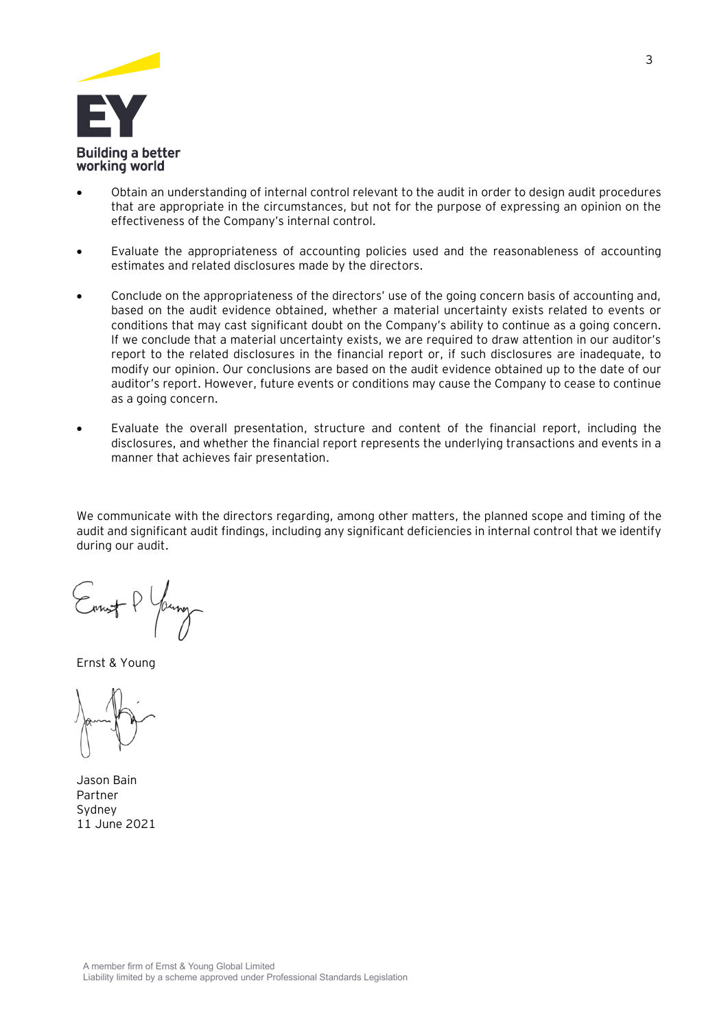- Obtain an understanding of internal control relevant to the audit in order to design audit procedures that are appropriate in the circumstances, but not for the purpose of expressing an opinion on the effectiveness of the Company's internal control.

- Evaluate the appropriateness of accounting policies used and the reasonableness of accounting estimates and related disclosures made by the directors.

- Conclude on the appropriateness of the directors' use of the going concern basis of accounting and, based on the audit evidence obtained, whether a material uncertainty exists related to events or conditions that may cast significant doubt on the Company's ability to continue as a going concern. If we conclude that a material uncertainty exists, we are required to draw attention in our auditor's report to the related disclosures in the financial report or, if such disclosures are inadequate, to modify our opinion. Our conclusions are based on the audit evidence obtained up to the date of our auditor's report. However, future events or conditions may cause the Company to cease to continue as a going concern.

- Evaluate the overall presentation, structure and content of the financial report, including the disclosures, and whether the financial report represents the underlying transactions and events in a manner that achieves fair presentation.

We communicate with the directors regarding, among other matters, the planned scope and timing of the audit and significant audit findings, including any significant deficiencies in internal control that we identify during our audit.

Ernst & Young

Jason Bain
Partner
Sydney
11 June 2021

A member firm of Ernst & Young Global Limited
Liability limited by a scheme approved under Professional Standards Legislation